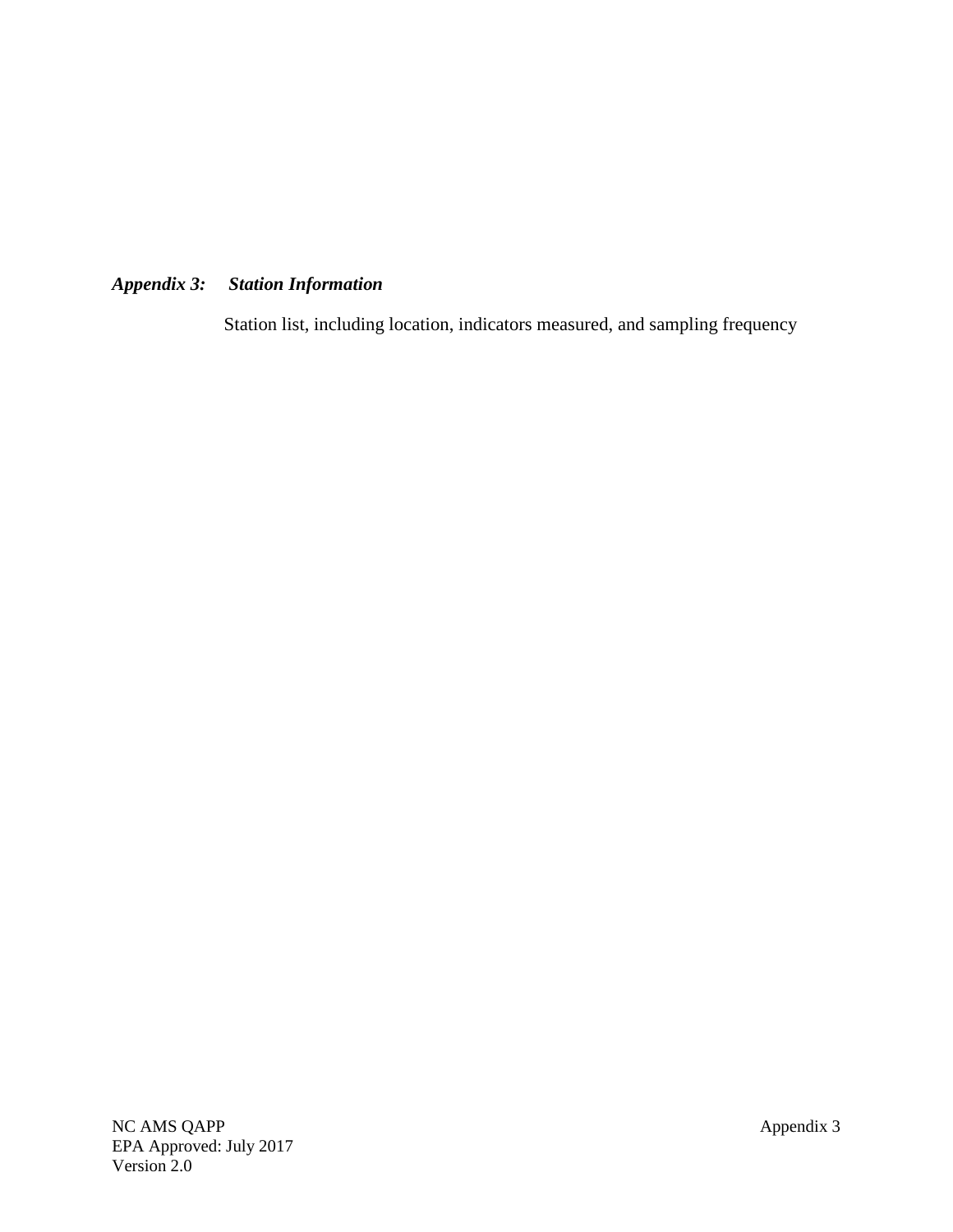## *Appendix 3: Station Information*

Station list, including location, indicators measured, and sampling frequency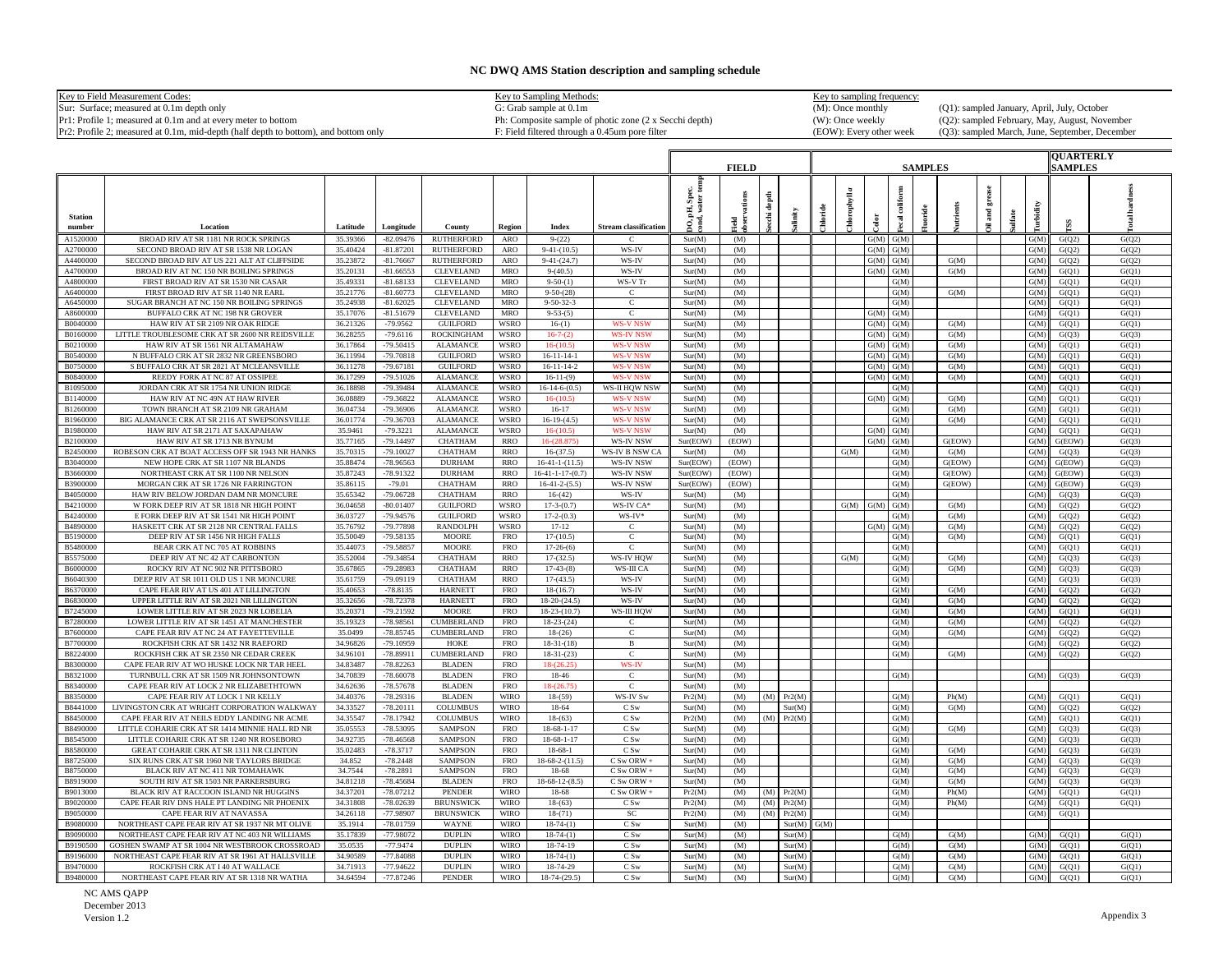# NC DWQ AMS Station description and sampling schedule

| Key to Field Measurement Codes: | Key to Sampling Methods: | Key to sampling frequency: | |
|---|---|---|---|
| Sur: Surface; measured at 0.1m depth only | G: Grab sample at 0.1m | (M): Once monthly | (Q1): sampled January, April, July, October |
| Pr1: Profile 1; measured at 0.1m and at every meter to bottom | Ph: Composite sample of photic zone (2 x Secchi depth) | (W): Once weekly | (Q2): sampled February, May, August, November |
| Pr2: Profile 2; measured at 0.1m, mid-depth (half depth to bottom), and bottom only | F: Field filtered through a 0.45um pore filter | (EOW): Every other week | (Q3): sampled March, June, September, December |

| | | | | | | | | FIELD | | | | SAMPLES | | | | | | | | | QUARTERLY SAMPLES | |
|---|---|---|---|---|---|---|---|---|---|---|---|---|---|---|---|---|---|---|---|---|---|---|
| Station number | Location | Latitude | Longitude | County | Region | Index | Stream classification | DO, pH, Spec. cond, water temp | Field observations | Secchi depth | Salinity | Chloride | Chlorophyll a | Color | Fecal coliform | Fluoride | Nutrients | Oil and grease | Sulfate | Turbidity | TSS | Total hardness |
| A1520000 | BROAD RIV AT SR 1181 NR ROCK SPRINGS | 35.39366 | -82.09476 | RUTHERFORD | ARO | 9-(22) | C | Sur(M) | (M) | | | | | G(M) | G(M) | | | | | G(M) | G(Q2) | G(Q2) |
| A2700000 | SECOND BROAD RIV AT SR 1538 NR LOGAN | 35.40424 | -81.87201 | RUTHERFORD | ARO | 9-41-(10.5) | WS-IV | Sur(M) | (M) | | | | | G(M) | G(M) | | | | | G(M) | G(Q2) | G(Q2) |
| A4400000 | SECOND BROAD RIV AT US 221 ALT AT CLIFFSIDE | 35.23872 | -81.76667 | RUTHERFORD | ARO | 9-41-(24.7) | WS-IV | Sur(M) | (M) | | | | | G(M) | G(M) | | G(M) | | | G(M) | G(Q2) | G(Q2) |
| A4700000 | BROAD RIV AT NC 150 NR BOILING SPRINGS | 35.20131 | -81.66553 | CLEVELAND | MRO | 9-(40.5) | WS-IV | Sur(M) | (M) | | | | | G(M) | G(M) | | G(M) | | | G(M) | G(Q1) | G(Q1) |
| A4800000 | FIRST BROAD RIV AT SR 1530 NR CASAR | 35.49331 | -81.68133 | CLEVELAND | MRO | 9-50-(1) | WS-V Tr | Sur(M) | (M) | | | | | | G(M) | | | | | G(M) | G(Q1) | G(Q1) |
| A6400000 | FIRST BROAD RIV AT SR 1140 NR EARL | 35.21776 | -81.60773 | CLEVELAND | MRO | 9-50-(28) | C | Sur(M) | (M) | | | | | | G(M) | | G(M) | | | G(M) | G(Q1) | G(Q1) |
| A6450000 | SUGAR BRANCH AT NC 150 NR BOILING SPRINGS | 35.24938 | -81.62025 | CLEVELAND | MRO | 9-50-32-3 | C | Sur(M) | (M) | | | | | | G(M) | | | | | G(M) | G(Q1) | G(Q1) |
| A8600000 | BUFFALO CRK AT NC 198 NR GROVER | 35.17076 | -81.51679 | CLEVELAND | MRO | 9-53-(5) | C | Sur(M) | (M) | | | | | G(M) | G(M) | | | | | G(M) | G(Q1) | G(Q1) |
| B0040000 | HAW RIV AT SR 2109 NR OAK RIDGE | 36.21326 | -79.9562 | GUILFORD | WSRO | 16-(1) | WS-V NSW | Sur(M) | (M) | | | | | G(M) | G(M) | | G(M) | | | G(M) | G(Q1) | G(Q1) |
| B0160000 | LITTLE TROUBLESOME CRK AT SR 2600 NR REIDSVILLE | 36.28255 | -79.6116 | ROCKINGHAM | WSRO | 16-7-(2) | WS-IV NSW | Sur(M) | (M) | | | | | G(M) | G(M) | | G(M) | | | G(M) | G(Q3) | G(Q3) |
| B0210000 | HAW RIV AT SR 1561 NR ALTAMAHAW | 36.17864 | -79.50415 | ALAMANCE | WSRO | 16-(10.5) | WS-V NSW | Sur(M) | (M) | | | | | G(M) | G(M) | | G(M) | | | G(M) | G(Q1) | G(Q1) |
| B0540000 | N BUFFALO CRK AT SR 2832 NR GREENSBORO | 36.11994 | -79.70818 | GUILFORD | WSRO | 16-11-14-1 | WS-V NSW | Sur(M) | (M) | | | | | G(M) | G(M) | | G(M) | | | G(M) | G(Q1) | G(Q1) |
| B0750000 | S BUFFALO CRK AT SR 2821 AT MCLEANSVILLE | 36.11278 | -79.67181 | GUILFORD | WSRO | 16-11-14-2 | WS-V NSW | Sur(M) | (M) | | | | | G(M) | G(M) | | G(M) | | | G(M) | G(Q1) | G(Q1) |
| B0840000 | REEDY FORK AT NC 87 AT OSSIPEE | 36.17299 | -79.51026 | ALAMANCE | WSRO | 16-11-(9) | WS-V NSW | Sur(M) | (M) | | | | | G(M) | G(M) | | G(M) | | | G(M) | G(Q1) | G(Q1) |
| B1095000 | JORDAN CRK AT SR 1754 NR UNION RIDGE | 36.18898 | -79.39484 | ALAMANCE | WSRO | 16-14-6-(0.5) | WS-II HQW NSW | Sur(M) | (M) | | | | | | G(M) | | | | | G(M) | G(Q1) | G(Q1) |
| B1140000 | HAW RIV AT NC 49N AT HAW RIVER | 36.08889 | -79.36822 | ALAMANCE | WSRO | 16-(10.5) | WS-V NSW | Sur(M) | (M) | | | | | G(M) | G(M) | | G(M) | | | G(M) | G(Q1) | G(Q1) |
| B1260000 | TOWN BRANCH AT SR 2109 NR GRAHAM | 36.04734 | -79.36906 | ALAMANCE | WSRO | 16-17 | WS-V NSW | Sur(M) | (M) | | | | | | G(M) | | G(M) | | | G(M) | G(Q1) | G(Q1) |
| B1960000 | BIG ALAMANCE CRK AT SR 2116 AT SWEPSONSVILLE | 36.01774 | -79.36703 | ALAMANCE | WSRO | 16-19-(4.5) | WS-V NSW | Sur(M) | (M) | | | | | | G(M) | | G(M) | | | G(M) | G(Q1) | G(Q1) |
| B1980000 | HAW RIV AT SR 2171 AT SAXAPAHAW | 35.9461 | -79.3221 | ALAMANCE | WSRO | 16-(10.5) | WS-V NSW | Sur(M) | (M) | | | | | G(M) | G(M) | | | | | G(M) | G(Q1) | G(Q1) |
| B2100000 | HAW RIV AT SR 1713 NR BYNUM | 35.77165 | -79.14497 | CHATHAM | RRO | 16-(28.875) | WS-IV NSW | Sur(EOW) | (EOW) | | | | | G(M) | G(M) | | G(EOW) | | | G(M) | G(EOW) | G(Q3) |
| B2450000 | ROBESON CRK AT BOAT ACCESS OFF SR 1943 NR HANKS | 35.70315 | -79.10027 | CHATHAM | RRO | 16-(37.5) | WS-IV B NSW CA | Sur(M) | (M) | | | | G(M) | | G(M) | | G(M) | | | G(M) | G(Q3) | G(Q3) |
| B3040000 | NEW HOPE CRK AT SR 1107 NR BLANDS | 35.88474 | -78.96563 | DURHAM | RRO | 16-41-1-(11.5) | WS-IV NSW | Sur(EOW) | (EOW) | | | | | | G(M) | | G(EOW) | | | G(M) | G(EOW) | G(Q3) |
| B3660000 | NORTHEAST CRK AT SR 1100 NR NELSON | 35.87243 | -78.91322 | DURHAM | RRO | 16-41-1-17-(0.7) | WS-IV NSW | Sur(EOW) | (EOW) | | | | | | G(M) | | G(EOW) | | | G(M) | G(EOW) | G(Q3) |
| B3900000 | MORGAN CRK AT SR 1726 NR FARRINGTON | 35.86115 | -79.01 | CHATHAM | RRO | 16-41-2-(5.5) | WS-IV NSW | Sur(EOW) | (EOW) | | | | | | G(M) | | G(EOW) | | | G(M) | G(EOW) | G(Q3) |
| B4050000 | HAW RIV BELOW JORDAN DAM NR MONCURE | 35.65342 | -79.06728 | CHATHAM | RRO | 16-(42) | WS-IV | Sur(M) | (M) | | | | | | G(M) | | | | | G(M) | G(Q3) | G(Q3) |
| B4210000 | W FORK DEEP RIV AT SR 1818 NR HIGH POINT | 36.04658 | -80.01407 | GUILFORD | WSRO | 17-3-(0.7) | WS-IV CA* | Sur(M) | (M) | | | | G(M) | G(M) | G(M) | | G(M) | | | G(M) | G(Q2) | G(Q2) |
| B4240000 | E FORK DEEP RIV AT SR 1541 NR HIGH POINT | 36.03727 | -79.94576 | GUILFORD | WSRO | 17-2-(0.3) | WS-IV* | Sur(M) | (M) | | | | | | G(M) | | G(M) | | | G(M) | G(Q2) | G(Q2) |
| B4890000 | HASKETT CRK AT SR 2128 NR CENTRAL FALLS | 35.76792 | -79.77898 | RANDOLPH | WSRO | 17-12 | C | Sur(M) | (M) | | | | | G(M) | G(M) | | G(M) | | | G(M) | G(Q2) | G(Q2) |
| B5190000 | DEEP RIV AT SR 1456 NR HIGH FALLS | 35.50049 | -79.58135 | MOORE | FRO | 17-(10.5) | C | Sur(M) | (M) | | | | | | G(M) | | G(M) | | | G(M) | G(Q1) | G(Q1) |
| B5480000 | BEAR CRK AT NC 705 AT ROBBINS | 35.44073 | -79.58857 | MOORE | FRO | 17-26-(6) | C | Sur(M) | (M) | | | | | | G(M) | | | | | G(M) | G(Q1) | G(Q1) |
| B5575000 | DEEP RIV AT NC 42 AT CARBONTON | 35.52004 | -79.34854 | CHATHAM | RRO | 17-(32.5) | WS-IV HQW | Sur(M) | (M) | | | | G(M) | | G(M) | | G(M) | | | G(M) | G(Q3) | G(Q3) |
| B6000000 | ROCKY RIV AT NC 902 NR PITTSBORO | 35.67865 | -79.28983 | CHATHAM | RRO | 17-43-(8) | WS-III CA | Sur(M) | (M) | | | | | | G(M) | | G(M) | | | G(M) | G(Q3) | G(Q3) |
| B6040000 | DEEP RIV AT SR 1011 OLD US 1 NR MONCURE | 35.61759 | -79.09119 | CHATHAM | RRO | 17-(43.5) | WS-IV | Sur(M) | (M) | | | | | | G(M) | | | | | G(M) | G(Q3) | G(Q3) |
| B6370000 | CAPE FEAR RIV AT US 401 AT LILLINGTON | 35.40653 | -78.8135 | HARNETT | FRO | 18-(16.7) | WS-IV | Sur(M) | (M) | | | | | | G(M) | | G(M) | | | G(M) | G(Q2) | G(Q2) |
| B6830000 | UPPER LITTLE RIV AT SR 2021 NR LILLINGTON | 35.32656 | -78.72378 | HARNETT | FRO | 18-20-(24.5) | WS-IV | Sur(M) | (M) | | | | | | G(M) | | G(M) | | | G(M) | G(Q2) | G(Q2) |
| B7245000 | LOWER LITTLE RIV AT SR 2023 NR LOBELIA | 35.20371 | -79.21592 | MOORE | FRO | 18-23-(10.7) | WS-III HQW | Sur(M) | (M) | | | | | | G(M) | | G(M) | | | G(M) | G(Q1) | G(Q1) |
| B7280000 | LOWER LITTLE RIV AT SR 1451 AT MANCHESTER | 35.19323 | -78.98561 | CUMBERLAND | FRO | 18-23-(24) | C | Sur(M) | (M) | | | | | | G(M) | | G(M) | | | G(M) | G(Q2) | G(Q2) |
| B7600000 | CAPE FEAR RIV AT NC 24 AT FAYETTEVILLE | 35.0499 | -78.85745 | CUMBERLAND | FRO | 18-(26) | C | Sur(M) | (M) | | | | | | G(M) | | G(M) | | | G(M) | G(Q2) | G(Q2) |
| B7700000 | ROCKFISH CRK AT SR 1432 NR RAEFORD | 34.96826 | -79.10959 | HOKE | FRO | 18-31-(18) | B | Sur(M) | (M) | | | | | | G(M) | | | | | G(M) | G(Q2) | G(Q2) |
| B8224000 | ROCKFISH CRK AT SR 2350 NR CEDAR CREEK | 34.96101 | -78.89911 | CUMBERLAND | FRO | 18-31-(23) | C | Sur(M) | (M) | | | | | | G(M) | | G(M) | | | G(M) | G(Q2) | G(Q2) |
| B8300000 | CAPE FEAR RIV AT WO HUSKE LOCK NR TAR HEEL | 34.83487 | -78.82263 | BLADEN | FRO | 18-(26.25) | WS-IV | Sur(M) | (M) | | | | | | | | | | | | | |
| B8321000 | TURNBULL CRK AT SR 1509 NR JOHNSONTOWN | 34.70839 | -78.60078 | BLADEN | FRO | 18-46 | C | Sur(M) | (M) | | | | | | G(M) | | | | | G(M) | G(Q3) | G(Q3) |
| B8340000 | CAPE FEAR RIV AT LOCK 2 NR ELIZABETHTOWN | 34.62636 | -78.57678 | BLADEN | FRO | 18-(26.75) | C | Sur(M) | (M) | | | | | | | | | | | | | |
| B8350000 | CAPE FEAR RIV AT LOCK 1 NR KELLY | 34.40376 | -78.29316 | BLADEN | WIRO | 18-(59) | WS-IV Sw | Pr2(M) | (M) | (M) | Pr2(M) | | | | G(M) | | Ph(M) | | | G(M) | G(Q1) | G(Q1) |
| B8441000 | LIVINGSTON CRK AT WRIGHT CORPORATION WALKWAY | 34.33527 | -78.20111 | COLUMBUS | WIRO | 18-64 | C Sw | Sur(M) | (M) | | Sur(M) | | | | G(M) | | G(M) | | | G(M) | G(Q2) | G(Q2) |
| B8450000 | CAPE FEAR RIV AT NEILS EDDY LANDING NR ACME | 34.35547 | -78.17942 | COLUMBUS | WIRO | 18-(63) | C Sw | Pr2(M) | (M) | (M) | Pr2(M) | | | | G(M) | | | | | G(M) | G(Q1) | G(Q1) |
| B8490000 | LITTLE COHARIE CRK AT SR 1414 MINNIE HALL RD NR | 35.05553 | -78.53095 | SAMPSON | FRO | 18-68-1-17 | C Sw | Sur(M) | (M) | | | | | | G(M) | | G(M) | | | G(M) | G(Q3) | G(Q3) |
| B8545000 | LITTLE COHARIE CRK AT SR 1240 NR ROSEBORO | 34.92735 | -78.46568 | SAMPSON | FRO | 18-68-1-17 | C Sw | Sur(M) | (M) | | | | | | G(M) | | | | | G(M) | G(Q3) | G(Q3) |
| B8580000 | GREAT COHARIE CRK AT SR 1311 NR CLINTON | 35.02483 | -78.3717 | SAMPSON | FRO | 18-68-1 | C Sw | Sur(M) | (M) | | | | | | G(M) | | G(M) | | | G(M) | G(Q3) | G(Q3) |
| B8725000 | SIX RUNS CRK AT SR 1960 NR TAYLORS BRIDGE | 34.852 | -78.2448 | SAMPSON | FRO | 18-68-2-(11.5) | C Sw ORW + | Sur(M) | (M) | | | | | | G(M) | | G(M) | | | G(M) | G(Q3) | G(Q3) |
| B8750000 | BLACK RIV AT NC 411 NR TOMAHAWK | 34.7544 | -78.2891 | SAMPSON | FRO | 18-68 | C Sw ORW + | Sur(M) | (M) | | | | | | G(M) | | G(M) | | | G(M) | G(Q3) | G(Q3) |
| B8919000 | SOUTH RIV AT SR 1503 NR PARKERSBURG | 34.81218 | -78.45684 | BLADEN | FRO | 18-68-12-(8.5) | C Sw ORW + | Sur(M) | (M) | | | | | | G(M) | | G(M) | | | G(M) | G(Q3) | G(Q3) |
| B9013000 | BLACK RIV AT RACCOON ISLAND NR HUGGINS | 34.37201 | -78.07212 | PENDER | WIRO | 18-68 | C Sw ORW + | Pr2(M) | (M) | (M) | Pr2(M) | | | | G(M) | | Ph(M) | | | G(M) | G(Q1) | G(Q1) |
| B9020000 | CAPE FEAR RIV DNS HALE PT LANDING NR PHOENIX | 34.31808 | -78.02639 | BRUNSWICK | WIRO | 18-(63) | C Sw | Pr2(M) | (M) | (M) | Pr2(M) | | | | G(M) | | Ph(M) | | | G(M) | G(Q1) | G(Q1) |
| B9050000 | CAPE FEAR RIV AT NAVASSA | 34.26118 | -77.98907 | BRUNSWICK | WIRO | 18-(71) | SC | Pr2(M) | (M) | (M) | Pr2(M) | | | | G(M) | | | | | G(M) | G(Q1) | |
| B9080000 | NORTHEAST CAPE FEAR RIV AT SR 1937 NR MT OLIVE | 35.1914 | -78.01759 | WAYNE | WIRO | 18-74-(1) | C Sw | Sur(M) | (M) | | Sur(M) | G(M) | | | | | | | | | | |
| B9090000 | NORTHEAST CAPE FEAR RIV AT NC 403 NR WILLIAMS | 35.17839 | -77.98072 | DUPLIN | WIRO | 18-74-(1) | C Sw | Sur(M) | (M) | | Sur(M) | | | | G(M) | | G(M) | | | G(M) | G(Q1) | G(Q1) |
| B9190500 | GOSHEN SWAMP AT SR 1004 NR WESTBROOK CROSSROAD | 35.0535 | -77.9474 | DUPLIN | WIRO | 18-74-19 | C Sw | Sur(M) | (M) | | Sur(M) | | | | G(M) | | G(M) | | | G(M) | G(Q1) | G(Q1) |
| B9196000 | NORTHEAST CAPE FEAR RIV AT SR 1961 AT HALLSVILLE | 34.90589 | -77.84088 | DUPLIN | WIRO | 18-74-(1) | C Sw | Sur(M) | (M) | | Sur(M) | | | | G(M) | | G(M) | | | G(M) | G(Q1) | G(Q1) |
| B9470000 | ROCKFISH CRK AT I 40 AT WALLACE | 34.71913 | -77.94622 | DUPLIN | WIRO | 18-74-29 | C Sw | Sur(M) | (M) | | Sur(M) | | | | G(M) | | G(M) | | | G(M) | G(Q1) | G(Q1) |
| B9480000 | NORTHEAST CAPE FEAR RIV AT SR 1318 NR WATHA | 34.64594 | -77.87246 | PENDER | WIRO | 18-74-(29.5) | C Sw | Sur(M) | (M) | | Sur(M) | | | | G(M) | | G(M) | | | G(M) | G(Q1) | G(Q1) |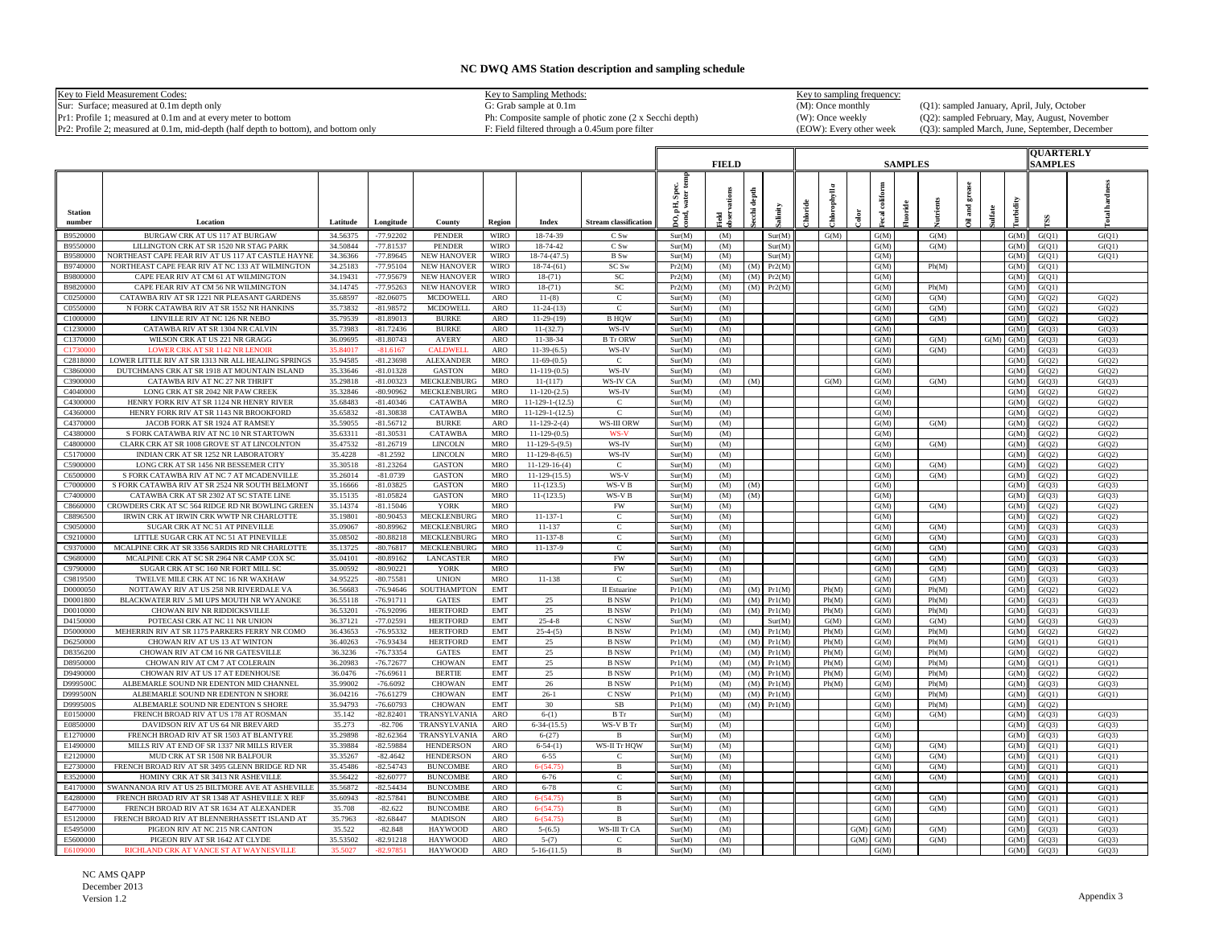# NC DWQ AMS Station description and sampling schedule

| Key to Field Measurement Codes: | Key to Sampling Methods: | Key to sampling frequency: | |
|---|---|---|---|
| Sur: Surface; measured at 0.1m depth only | G: Grab sample at 0.1m | (M): Once monthly | (Q1): sampled January, April, July, October |
| Pr1: Profile 1; measured at 0.1m and at every meter to bottom | Ph: Composite sample of photic zone (2 x Secchi depth) | (W): Once weekly | (Q2): sampled February, May, August, November |
| Pr2: Profile 2; measured at 0.1m, mid-depth (half depth to bottom), and bottom only | F: Field filtered through a 0.45um pore filter | (EOW): Every other week | (Q3): sampled March, June, September, December |

| | | | | | | | | FIELD | | | | SAMPLES | | | | | | | | | | QUARTERLY SAMPLES | |
|---|---|---|---|---|---|---|---|---|---|---|---|---|---|---|---|---|---|---|---|---|---|---|---|
| Station number | Location | Latitude | Longitude | County | Region | Index | Stream classification | DO, pH, Spec. cond, water temp | Field observations | Secchi depth | Salinity | Chloride | Chlorophyll a | Color | Fecal coliform | Fluoride | Nutrients | Oil and grease | Sulfate | Turbidity | TSS | Total hardness |
| B9520000 | BURGAW CRK AT US 117 AT BURGAW | 34.56375 | -77.92202 | PENDER | WIRO | 18-74-39 | C Sw | Sur(M) | (M) | | Sur(M) | | G(M) | | G(M) | | G(M) | | | G(M) | G(Q1) | G(Q1) |
| B9550000 | LILLINGTON CRK AT SR 1520 NR STAG PARK | 34.50844 | -77.81537 | PENDER | WIRO | 18-74-42 | C Sw | Sur(M) | (M) | | Sur(M) | | | | G(M) | | G(M) | | | G(M) | G(Q1) | G(Q1) |
| B9580000 | NORTHEAST CAPE FEAR RIV AT US 117 AT CASTLE HAYNE | 34.36366 | -77.89645 | NEW HANOVER | WIRO | 18-74-(47.5) | B Sw | Sur(M) | (M) | | Sur(M) | | | | G(M) | | | | | G(M) | G(Q1) | G(Q1) |
| B9740000 | NORTHEAST CAPE FEAR RIV AT NC 133 AT WILMINGTON | 34.25183 | -77.95104 | NEW HANOVER | WIRO | 18-74-(61) | SC Sw | Pr2(M) | (M) | (M) | Pr2(M) | | | | G(M) | | Ph(M) | | | G(M) | G(Q1) | |
| B9800000 | CAPE FEAR RIV AT CM 61 AT WILMINGTON | 34.19431 | -77.95679 | NEW HANOVER | WIRO | 18-(71) | SC | Pr2(M) | (M) | (M) | Pr2(M) | | | | G(M) | | | | | G(M) | G(Q1) | |
| B9820000 | CAPE FEAR RIV AT CM 56 NR WILMINGTON | 34.14745 | -77.95263 | NEW HANOVER | WIRO | 18-(71) | SC | Pr2(M) | (M) | (M) | Pr2(M) | | | | G(M) | | Ph(M) | | | G(M) | G(Q1) | |
| C0250000 | CATAWBA RIV AT SR 1221 NR PLEASANT GARDENS | 35.68597 | -82.06075 | MCDOWELL | ARO | 11-(8) | C | Sur(M) | (M) | | | | | | G(M) | | G(M) | | | G(M) | G(Q2) | G(Q2) |
| C0550000 | N FORK CATAWBA RIV AT SR 1552 NR HANKINS | 35.73832 | -81.98572 | MCDOWELL | ARO | 11-24-(13) | C | Sur(M) | (M) | | | | | | G(M) | | G(M) | | | G(M) | G(Q2) | G(Q2) |
| C1000000 | LINVILLE RIV AT NC 126 NR NEBO | 35.79539 | -81.89013 | BURKE | ARO | 11-29-(19) | B HQW | Sur(M) | (M) | | | | | | G(M) | | G(M) | | | G(M) | G(Q2) | G(Q2) |
| C1230000 | CATAWBA RIV AT SR 1304 NR CALVIN | 35.73983 | -81.72436 | BURKE | ARO | 11-(32.7) | WS-IV | Sur(M) | (M) | | | | | | G(M) | | | | | G(M) | G(Q3) | G(Q3) |
| C1370000 | WILSON CRK AT US 221 NR GRAGG | 36.09695 | -81.80743 | AVERY | ARO | 11-38-34 | B Tr ORW | Sur(M) | (M) | | | | | | G(M) | | G(M) | | G(M) | G(M) | G(Q3) | G(Q3) |
| C1730000 | LOWER CRK AT SR 1142 NR LENOIR | 35.84017 | -81.6167 | CALDWELL | ARO | 11-39-(6.5) | WS-IV | Sur(M) | (M) | | | | | | G(M) | | G(M) | | | G(M) | G(Q3) | G(Q3) |
| C2818000 | LOWER LITTLE RIV AT SR 1313 NR ALL HEALING SPRINGS | 35.94585 | -81.23698 | ALEXANDER | MRO | 11-69-(0.5) | C | Sur(M) | (M) | | | | | | G(M) | | | | | G(M) | G(Q2) | G(Q2) |
| C3860000 | DUTCHMANS CRK AT SR 1918 AT MOUNTAIN ISLAND | 35.33646 | -81.01328 | GASTON | MRO | 11-119-(0.5) | WS-IV | Sur(M) | (M) | | | | | | G(M) | | | | | G(M) | G(Q2) | G(Q2) |
| C3900000 | CATAWBA RIV AT NC 27 NR THRIFT | 35.29818 | -81.00323 | MECKLENBURG | MRO | 11-(117) | WS-IV CA | Sur(M) | (M) | (M) | | | G(M) | | G(M) | | G(M) | | | G(M) | G(Q3) | G(Q3) |
| C4040000 | LONG CRK AT SR 2042 NR PAW CREEK | 35.32846 | -80.90962 | MECKLENBURG | MRO | 11-120-(2.5) | WS-IV | Sur(M) | (M) | | | | | | G(M) | | | | | G(M) | G(Q2) | G(Q2) |
| C4300000 | HENRY FORK RIV AT SR 1124 NR HENRY RIVER | 35.68483 | -81.40346 | CATAWBA | MRO | 11-129-1-(12.5) | C | Sur(M) | (M) | | | | | | G(M) | | | | | G(M) | G(Q2) | G(Q2) |
| C4360000 | HENRY FORK RIV AT SR 1143 NR BROOKFORD | 35.65832 | -81.30838 | CATAWBA | MRO | 11-129-1-(12.5) | C | Sur(M) | (M) | | | | | | G(M) | | | | | G(M) | G(Q2) | G(Q2) |
| C4370000 | JACOB FORK AT SR 1924 AT RAMSEY | 35.59055 | -81.56712 | BURKE | ARO | 11-129-2-(4) | WS-III ORW | Sur(M) | (M) | | | | | | G(M) | | G(M) | | | G(M) | G(Q2) | G(Q2) |
| C4380000 | S FORK CATAWBA RIV AT NC 10 NR STARTOWN | 35.63311 | -81.30531 | CATAWBA | MRO | 11-129-(0.5) | WS-V | Sur(M) | (M) | | | | | | G(M) | | | | | G(M) | G(Q2) | G(Q2) |
| C4800000 | CLARK CRK AT SR 1008 GROVE ST AT LINCOLNTON | 35.47532 | -81.26719 | LINCOLN | MRO | 11-129-5-(9.5) | WS-IV | Sur(M) | (M) | | | | | | G(M) | | G(M) | | | G(M) | G(Q2) | G(Q2) |
| C5170000 | INDIAN CRK AT SR 1252 NR LABORATORY | 35.4228 | -81.2592 | LINCOLN | MRO | 11-129-8-(6.5) | WS-IV | Sur(M) | (M) | | | | | | G(M) | | | | | G(M) | G(Q2) | G(Q2) |
| C5900000 | LONG CRK AT SR 1456 NR BESSEMER CITY | 35.30518 | -81.23264 | GASTON | MRO | 11-129-16-(4) | C | Sur(M) | (M) | | | | | | G(M) | | G(M) | | | G(M) | G(Q2) | G(Q2) |
| C6500000 | S FORK CATAWBA RIV AT NC 7 AT MCADENVILLE | 35.26014 | -81.0739 | GASTON | MRO | 11-129-(15.5) | WS-V | Sur(M) | (M) | | | | | | G(M) | | G(M) | | | G(M) | G(Q2) | G(Q2) |
| C7000000 | S FORK CATAWBA RIV AT SR 2524 NR SOUTH BELMONT | 35.16666 | -81.03825 | GASTON | MRO | 11-(123.5) | WS-V B | Sur(M) | (M) | (M) | | | | | G(M) | | | | | G(M) | G(Q3) | G(Q3) |
| C7400000 | CATAWBA CRK AT SR 2302 AT SC STATE LINE | 35.15135 | -81.05824 | GASTON | MRO | 11-(123.5) | WS-V B | Sur(M) | (M) | (M) | | | | | G(M) | | | | | G(M) | G(Q3) | G(Q3) |
| C8660000 | CROWDERS CRK AT SC 564 RIDGE RD NR BOWLING GREEN | 35.14374 | -81.15046 | YORK | MRO | | FW | Sur(M) | (M) | | | | | | G(M) | | G(M) | | | G(M) | G(Q2) | G(Q2) |
| C8896500 | IRWIN CRK AT IRWIN CRK WWTP NR CHARLOTTE | 35.19801 | -80.90453 | MECKLENBURG | MRO | 11-137-1 | C | Sur(M) | (M) | | | | | | G(M) | | | | | G(M) | G(Q2) | G(Q2) |
| C9050000 | SUGAR CRK AT NC 51 AT PINEVILLE | 35.09067 | -80.89962 | MECKLENBURG | MRO | 11-137 | C | Sur(M) | (M) | | | | | | G(M) | | G(M) | | | G(M) | G(Q3) | G(Q3) |
| C9210000 | LITTLE SUGAR CRK AT NC 51 AT PINEVILLE | 35.08502 | -80.88218 | MECKLENBURG | MRO | 11-137-8 | C | Sur(M) | (M) | | | | | | G(M) | | G(M) | | | G(M) | G(Q3) | G(Q3) |
| C9370000 | MCALPINE CRK AT SR 3356 SARDIS RD NR CHARLOTTE | 35.13725 | -80.76817 | MECKLENBURG | MRO | 11-137-9 | C | Sur(M) | (M) | | | | | | G(M) | | G(M) | | | G(M) | G(Q3) | G(Q3) |
| C9680000 | MCALPINE CRK AT SC SR 2964 NR CAMP COX SC | 35.04101 | -80.89162 | LANCASTER | MRO | | FW | Sur(M) | (M) | | | | | | G(M) | | G(M) | | | G(M) | G(Q3) | G(Q3) |
| C9790000 | SUGAR CRK AT SC 160 NR FORT MILL SC | 35.00592 | -80.90221 | YORK | MRO | | FW | Sur(M) | (M) | | | | | | G(M) | | G(M) | | | G(M) | G(Q3) | G(Q3) |
| C9819500 | TWELVE MILE CRK AT NC 16 NR WAXHAW | 34.95225 | -80.75581 | UNION | MRO | 11-138 | C | Sur(M) | (M) | | | | | | G(M) | | G(M) | | | G(M) | G(Q3) | G(Q3) |
| D0000050 | NOTTAWAY RIV AT US 258 NR RIVERDALE VA | 36.56683 | -76.94646 | SOUTHAMPTON | EMT | | II Estuarine | Pr1(M) | (M) | (M) | Pr1(M) | | Ph(M) | | G(M) | | Ph(M) | | | G(M) | G(Q2) | G(Q2) |
| D0001800 | BLACKWATER RIV .5 MI UPS MOUTH NR WYANOKE | 36.55118 | -76.91711 | GATES | EMT | 25 | B NSW | Pr1(M) | (M) | (M) | Pr1(M) | | Ph(M) | | G(M) | | Ph(M) | | | G(M) | G(Q3) | G(Q3) |
| D0010000 | CHOWAN RIV NR RIDDICKSVILLE | 36.53201 | -76.92096 | HERTFORD | EMT | 25 | B NSW | Pr1(M) | (M) | (M) | Pr1(M) | | Ph(M) | | G(M) | | Ph(M) | | | G(M) | G(Q3) | G(Q3) |
| D4150000 | POTECASI CRK AT NC 11 NR UNION | 36.37121 | -77.02591 | HERTFORD | EMT | 25-4-8 | C NSW | Sur(M) | (M) | | Sur(M) | | G(M) | | G(M) | | G(M) | | | G(M) | G(Q3) | G(Q3) |
| D5000000 | MEHERRIN RIV AT SR 1175 PARKERS FERRY NR COMO | 36.43653 | -76.95332 | HERTFORD | EMT | 25-4-(5) | B NSW | Pr1(M) | (M) | (M) | Pr1(M) | | Ph(M) | | G(M) | | Ph(M) | | | G(M) | G(Q2) | G(Q2) |
| D6250000 | CHOWAN RIV AT US 13 AT WINTON | 36.40263 | -76.93434 | HERTFORD | EMT | 25 | B NSW | Pr1(M) | (M) | (M) | Pr1(M) | | Ph(M) | | G(M) | | Ph(M) | | | G(M) | G(Q1) | G(Q1) |
| D8356200 | CHOWAN RIV AT CM 16 NR GATESVILLE | 36.3236 | -76.73354 | GATES | EMT | 25 | B NSW | Pr1(M) | (M) | (M) | Pr1(M) | | Ph(M) | | G(M) | | Ph(M) | | | G(M) | G(Q2) | G(Q2) |
| D8950000 | CHOWAN RIV AT CM 7 AT COLERAIN | 36.20983 | -76.72677 | CHOWAN | EMT | 25 | B NSW | Pr1(M) | (M) | (M) | Pr1(M) | | Ph(M) | | G(M) | | Ph(M) | | | G(M) | G(Q1) | G(Q1) |
| D9490000 | CHOWAN RIV AT US 17 AT EDENHOUSE | 36.0476 | -76.69611 | BERTIE | EMT | 25 | B NSW | Pr1(M) | (M) | (M) | Pr1(M) | | Ph(M) | | G(M) | | Ph(M) | | | G(M) | G(Q2) | G(Q2) |
| D999500C | ALBEMARLE SOUND NR EDENTON MID CHANNEL | 35.99002 | -76.6092 | CHOWAN | EMT | 26 | B NSW | Pr1(M) | (M) | (M) | Pr1(M) | | Ph(M) | | G(M) | | Ph(M) | | | G(M) | G(Q3) | G(Q3) |
| D999500N | ALBEMARLE SOUND NR EDENTON N SHORE | 36.04216 | -76.61279 | CHOWAN | EMT | 26-1 | C NSW | Pr1(M) | (M) | (M) | Pr1(M) | | | | G(M) | | Ph(M) | | | G(M) | G(Q1) | G(Q1) |
| D999500S | ALBEMARLE SOUND NR EDENTON S SHORE | 35.94793 | -76.60793 | CHOWAN | EMT | 30 | SB | Pr1(M) | (M) | (M) | Pr1(M) | | | | G(M) | | Ph(M) | | | G(M) | G(Q2) | |
| E0150000 | FRENCH BROAD RIV AT US 178 AT ROSMAN | 35.142 | -82.82401 | TRANSYLVANIA | ARO | 6-(1) | B Tr | Sur(M) | (M) | | | | | | G(M) | | G(M) | | | G(M) | G(Q3) | G(Q3) |
| E0850000 | DAVIDSON RIV AT US 64 NR BREVARD | 35.273 | -82.706 | TRANSYLVANIA | ARO | 6-34-(15.5) | WS-V B Tr | Sur(M) | (M) | | | | | | G(M) | | | | | G(M) | G(Q3) | G(Q3) |
| E1270000 | FRENCH BROAD RIV AT SR 1503 AT BLANTYRE | 35.29898 | -82.62364 | TRANSYLVANIA | ARO | 6-(27) | B | Sur(M) | (M) | | | | | | G(M) | | | | | G(M) | G(Q3) | G(Q3) |
| E1490000 | MILLS RIV AT END OF SR 1337 NR MILLS RIVER | 35.39884 | -82.59884 | HENDERSON | ARO | 6-54-(1) | WS-II Tr HQW | Sur(M) | (M) | | | | | | G(M) | | G(M) | | | G(M) | G(Q1) | G(Q1) |
| E2120000 | MUD CRK AT SR 1508 NR BALFOUR | 35.35267 | -82.4642 | HENDERSON | ARO | 6-55 | C | Sur(M) | (M) | | | | | | G(M) | | G(M) | | | G(M) | G(Q1) | G(Q1) |
| E2730000 | FRENCH BROAD RIV AT SR 3495 GLENN BRIDGE RD NR | 35.45486 | -82.54743 | BUNCOMBE | ARO | 6-(54.75) | B | Sur(M) | (M) | | | | | | G(M) | | G(M) | | | G(M) | G(Q1) | G(Q1) |
| E3520000 | HOMINY CRK AT SR 3413 NR ASHEVILLE | 35.56422 | -82.60777 | BUNCOMBE | ARO | 6-76 | C | Sur(M) | (M) | | | | | | G(M) | | G(M) | | | G(M) | G(Q1) | G(Q1) |
| E4170000 | SWANNANOA RIV AT US 25 BILTMORE AVE AT ASHEVILLE | 35.56872 | -82.54434 | BUNCOMBE | ARO | 6-78 | C | Sur(M) | (M) | | | | | | G(M) | | | | | G(M) | G(Q1) | G(Q1) |
| E4280000 | FRENCH BROAD RIV AT SR 1348 AT ASHEVILLE X REF | 35.60943 | -82.57841 | BUNCOMBE | ARO | 6-(54.75) | B | Sur(M) | (M) | | | | | | G(M) | | G(M) | | | G(M) | G(Q1) | G(Q1) |
| E4770000 | FRENCH BROAD RIV AT SR 1634 AT ALEXANDER | 35.708 | -82.622 | BUNCOMBE | ARO | 6-(54.75) | B | Sur(M) | (M) | | | | | | G(M) | | G(M) | | | G(M) | G(Q1) | G(Q1) |
| E5120000 | FRENCH BROAD RIV AT BLENNERHASSETT ISLAND AT | 35.7963 | -82.68447 | MADISON | ARO | 6-(54.75) | B | Sur(M) | (M) | | | | | | G(M) | | | | | G(M) | G(Q1) | G(Q1) |
| E5495000 | PIGEON RIV AT NC 215 NR CANTON | 35.522 | -82.848 | HAYWOOD | ARO | 5-(6.5) | WS-III Tr CA | Sur(M) | (M) | | | | | G(M) | G(M) | | G(M) | | | G(M) | G(Q3) | G(Q3) |
| E5600000 | PIGEON RIV AT SR 1642 AT CLYDE | 35.53502 | -82.91218 | HAYWOOD | ARO | 5-(7) | C | Sur(M) | (M) | | | | | G(M) | G(M) | | G(M) | | | G(M) | G(Q3) | G(Q3) |
| E6109000 | RICHLAND CRK AT VANCE ST AT WAYNESVILLE | 35.5027 | -82.97851 | HAYWOOD | ARO | 5-16-(11.5) | B | Sur(M) | (M) | | | | | | G(M) | | | | | G(M) | G(Q3) | G(Q3) |

NC AMS QAPP
December 2013
Version 1.2

Appendix 3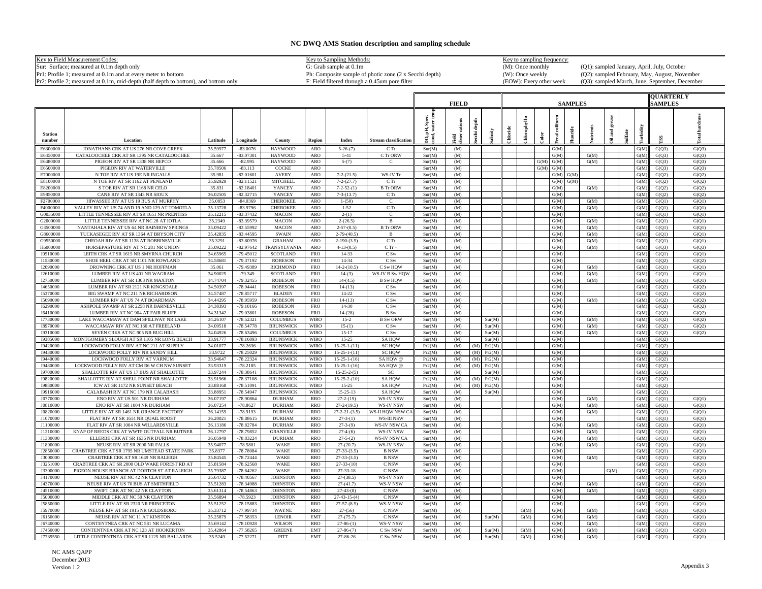# NC DWQ AMS Station description and sampling schedule

| Key to Field Measurement Codes: | Key to Sampling Methods: | Key to sampling frequency: | |
|---|---|---|---|
| Sur: Surface; measured at 0.1m depth only | G: Grab sample at 0.1m | (M): Once monthly | (Q1): sampled January, April, July, October |
| Pr1: Profile 1; measured at 0.1m and at every meter to bottom | Ph: Composite sample of photic zone (2 x Secchi depth) | (W): Once weekly | (Q2): sampled February, May, August, November |
| Pr2: Profile 2; measured at 0.1m, mid-depth (half depth to bottom), and bottom only | F: Field filtered through a 0.45um pore filter | (EOW): Every other week | (Q3): sampled March, June, September, December |

| | | | | | | | | FIELD | | | | SAMPLES | | | | | | | | | QUARTERLY SAMPLES | |
|---|---|---|---|---|---|---|---|---|---|---|---|---|---|---|---|---|---|---|---|---|---|---|
| Station number | Location | Latitude | Longitude | County | Region | Index | Stream classification | DO, pH, Spec. cond, water temp | Field observations | Secchi depth | Salinity | Chloride | Chlorophyll a | Color | Fecal coliform | Fluoride | Nutrients | Oil and grease | Sulfate | Turbidity | TSS | Total hardness |
| E6300000 | JONATHANS CRK AT US 276 NR COVE CREEK | 35.59977 | -83.0076 | HAYWOOD | ARO | 5-26-(7) | C Tr | Sur(M) | (M) | | | | | | G(M) | | | | | G(M) | G(Q3) | G(Q3) |
| E6450000 | CATALOOCHEE CRK AT SR 1395 NR CATALOOCHEE | 35.667 | -83.07301 | HAYWOOD | ARO | 5-41 | C Tr ORW | Sur(M) | (M) | | | | | | G(M) | | G(M) | | | G(M) | G(Q3) | G(Q3) |
| E6480000 | PIGEON RIV AT SR 1338 NR HEPCO | 35.666 | -82.995 | HAYWOOD | ARO | 5-(7) | C | Sur(M) | (M) | | | | | G(M) | G(M) | | G(M) | | | G(M) | G(Q3) | G(Q3) |
| E6500000 | PIGEON RIV AT WATERVILLE | 35.78506 | -83.113 | COCKE | ARO | | | Sur(M) | (M) | | | | | G(M) | G(M) | | | | | G(M) | G(Q3) | G(Q3) |
| E7000000 | N TOE RIV AT US 19E NR INGALLS | 35.981 | -82.01601 | AVERY | ARO | 7-2-(21.5) | WS-IV Tr | Sur(M) | (M) | | | | | | G(M) | G(M) | | | | G(M) | G(Q2) | G(Q2) |
| E8100000 | N TOE RIV AT SR 1162 AT PENLAND | 35.92929 | -82.11521 | MITCHELL | ARO | 7-2-(27.7) | C Tr | Sur(M) | (M) | | | | | | G(M) | G(M) | | | | G(M) | G(Q2) | G(Q2) |
| E8200000 | S TOE RIV AT SR 1168 NR CELO | 35.831 | -82.18401 | YANCEY | ARO | 7-2-52-(1) | B Tr ORW | Sur(M) | (M) | | | | | | G(M) | | G(M) | | | G(M) | G(Q2) | G(Q2) |
| E9850000 | CANE RIV AT SR 1343 NR SIOUX | 36.02505 | -82.32715 | YANCEY | ARO | 7-3-(13.7) | C Tr | Sur(M) | (M) | | | | | | G(M) | | | | | G(M) | G(Q2) | G(Q2) |
| F2700000 | HIWASSEE RIV AT US 19 BUS AT MURPHY | 35.0853 | -84.0369 | CHEROKEE | ARO | 1-(50) | C | Sur(M) | (M) | | | | | | G(M) | | G(M) | | | G(M) | G(Q1) | G(Q1) |
| F4000000 | VALLEY RIV AT US 74 AND 19 AND 129 AT TOMOTLA | 35.13728 | -83.9796 | CHEROKEE | ARO | 1-52 | C Tr | Sur(M) | (M) | | | | | | G(M) | | G(M) | | | G(M) | G(Q1) | G(Q1) |
| G0035000 | LITTLE TENNESSEE RIV AT SR 1651 NR PRENTISS | 35.12215 | -83.37432 | MACON | ARO | 2-(1) | C | Sur(M) | (M) | | | | | | G(M) | | | | | G(M) | G(Q1) | G(Q1) |
| G2000000 | LITTLE TENNESSEE RIV AT NC 28 AT IOTLA | 35.2349 | -83.39579 | MACON | ARO | 2-(26.5) | B | Sur(M) | (M) | | | | | | G(M) | | G(M) | | | G(M) | G(Q1) | G(Q1) |
| G3500000 | NANTAHALA RIV AT US 64 NR RAINBOW SPRINGS | 35.09422 | -83.55992 | MACON | ARO | 2-57-(0.5) | B Tr ORW | Sur(M) | (M) | | | | | | G(M) | | G(M) | | | G(M) | G(Q1) | G(Q1) |
| G8600000 | TUCKASEGEE RIV AT SR 1364 AT BRYSON CITY | 35.42835 | -83.44595 | SWAIN | ARO | 2-79-(40.5) | B | Sur(M) | (M) | | | | | | G(M) | | G(M) | | | G(M) | G(Q1) | G(Q1) |
| G9550000 | CHEOAH RIV AT SR 1138 AT ROBBINSVILLE | 35.3291 | -83.80976 | GRAHAM | ARO | 2-190-(3.5) | C Tr | Sur(M) | (M) | | | | | | G(M) | | G(M) | | | G(M) | G(Q1) | G(Q1) |
| H6000000 | HORSEPASTURE RIV AT NC 281 NR UNION | 35.09222 | -82.97642 | TRANSYLVANIA | ARO | 4-13-(0.5) | C Tr + | Sur(M) | (M) | | | | | | G(M) | | G(M) | | | G(M) | G(Q3) | G(Q3) |
| I0510000 | LEITH CRK AT SR 1615 NR SMYRNA CHURCH | 34.65965 | -79.45012 | SCOTLAND | FRO | 14-33 | C Sw | Sur(M) | (M) | | | | | | G(M) | | | | | G(M) | G(Q1) | G(Q1) |
| I1530000 | SHOE HEEL CRK AT SR 1101 NR ROWLAND | 34.58681 | -79.37192 | ROBESON | FRO | 14-34 | C Sw | Sur(M) | (M) | | | | | | G(M) | | | | | G(M) | G(Q2) | G(Q2) |
| I2090000 | DROWNING CRK AT US 1 NR HOFFMAN | 35.061 | -79.49389 | RICHMOND | FRO | 14-2-(10.5) | C Sw HQW | Sur(M) | (M) | | | | | | G(M) | | G(M) | | | G(M) | G(Q1) | G(Q1) |
| I2610000 | LUMBER RIV AT US 401 NR WAGRAM | 34.90025 | -79.349 | SCOTLAND | FRO | 14-(3) | WS-IV B Sw HQW | Sur(M) | (M) | | | | | | G(M) | | G(M) | | | G(M) | G(Q1) | G(Q1) |
| I2750000 | LUMBER RIV AT SR 1303 NR MAXTON | 34.74704 | -79.32455 | ROBESON | FRO | 14-(4.5) | B Sw HQW | Sur(M) | (M) | | | | | | G(M) | | G(M) | | | G(M) | G(Q1) | G(Q1) |
| I4650000 | LUMBER RIV AT SR 2121 NR KINGSDALE | 34.50397 | -78.94441 | ROBESON | FRO | 14-(13) | C Sw | Sur(M) | (M) | | | | | | G(M) | | | | | G(M) | G(Q2) | G(Q2) |
| I5370000 | BIG SWAMP AT NC 211 NR RICHARDSON | 34.57487 | -78.85717 | BLADEN | FRO | 14-22 | C Sw | Sur(M) | (M) | | | | | | G(M) | | | | | G(M) | G(Q2) | G(Q2) |
| I5690000 | LUMBER RIV AT US 74 AT BOARDMAN | 34.44295 | -78.95959 | ROBESON | FRO | 14-(13) | C Sw | Sur(M) | (M) | | | | | | G(M) | | G(M) | | | G(M) | G(Q2) | G(Q2) |
| I6290000 | ASHPOLE SWAMP AT SR 2258 NR BARNESVILLE | 34.38393 | -79.10166 | ROBESON | FRO | 14-30 | C Sw | Sur(M) | (M) | | | | | | G(M) | | | | | G(M) | G(Q2) | G(Q2) |
| I6410000 | LUMBER RIV AT NC 904 AT FAIR BLUFF | 34.31342 | -79.03801 | ROBESON | FRO | 14-(28) | B Sw | Sur(M) | (M) | | | | | | G(M) | | | | | G(M) | G(Q2) | G(Q2) |
| I7730000 | LAKE WACCAMAW AT DAM SPILLWAY NR LAKE | 34.26107 | -78.52321 | COLUMBUS | WIRO | 15-2 | B Sw ORW | Sur(M) | (M) | | Sur(M) | | | | G(M) | | G(M) | | | G(M) | G(Q2) | G(Q2) |
| I8970000 | WACCAMAW RIV AT NC 130 AT FREELAND | 34.09518 | -78.54778 | BRUNSWICK | WIRO | 15-(1) | C Sw | Sur(M) | (M) | | Sur(M) | | | | G(M) | | G(M) | | | G(M) | G(Q2) | G(Q2) |
| I9310000 | SEVEN CRKS AT NC 905 NR BUG HILL | 34.04926 | -78.63496 | COLUMBUS | WIRO | 15-17 | C Sw | Sur(M) | (M) | | Sur(M) | | | | G(M) | | G(M) | | | G(M) | G(Q2) | G(Q2) |
| I9385000 | MONTGOMERY SLOUGH AT SR 1105 NR LONG BEACH | 33.91777 | -78.16093 | BRUNSWICK | WIRO | 15-25 | SA HQW | Sur(M) | (M) | | Sur(M) | | | | G(M) | | | | | G(M) | G(Q2) | |
| I9420000 | LOCKWOOD FOLLY RIV AT NC 211 AT SUPPLY | 34.01077 | -78.2636 | BRUNSWICK | WIRO | 15-25-1-(11) | SC HQW | Pr2(M) | (M) | (M) | Pr2(M) | | | | G(M) | | | | | G(M) | G(Q2) | |
| I9430000 | LOCKWOOD FOLLY RIV NR SANDY HILL | 33.9722 | -78.25029 | BRUNSWICK | WIRO | 15-25-1-(11) | SC HQW | Pr2(M) | (M) | (M) | Pr2(M) | | | | G(M) | | | | | G(M) | G(Q2) | |
| I9440000 | LOCKWOOD FOLLY RIV AT VARNUM | 33.94647 | -78.22324 | BRUNSWICK | WIRO | 15-25-1-(16) | SA HQW @ | Pr2(M) | (M) | (M) | Pr2(M) | | | | G(M) | | | | | G(M) | G(Q2) | |
| I9480000 | LOCKWOOD FOLLY RIV AT CM R6 W CH NW SUNSET | 33.93319 | -78.2185 | BRUNSWICK | WIRO | 15-25-1-(16) | SA HQW @ | Pr2(M) | (M) | (M) | Pr2(M) | | | | G(M) | | | | | G(M) | G(Q2) | |
| I9700000 | SHALLOTTE RIV AT US 17 BUS AT SHALLOTTE | 33.97244 | -78.38641 | BRUNSWICK | WIRO | 15-25-2-(5) | SC | Sur(M) | (M) | | Sur(M) | | | | G(M) | | | | | G(M) | G(Q2) | |
| I9820000 | SHALLOTTE RIV AT SHELL POINT NR SHALLOTTE | 33.91966 | -78.37108 | BRUNSWICK | WIRO | 15-25-2-(10) | SA HQW | Pr2(M) | (M) | (M) | Pr2(M) | | | | G(M) | | | | | G(M) | G(Q2) | |
| I9880000 | ICW AT SR 1172 NR SUNSET BEACH | 33.88168 | -78.51091 | BRUNSWICK | WIRO | 15-25 | SA HQW | Pr2(M) | (M) | (M) | Pr2(M) | | | | G(M) | | | | | G(M) | G(Q2) | |
| I9916000 | CALABASH RIV AT NC 179 NR CALABASH | 33.88951 | -78.54947 | BRUNSWICK | WIRO | 15-25-13 | SA HQW | Sur(M) | (M) | | Sur(M) | | | | G(M) | | | | | G(M) | G(Q2) | |
| J0770000 | ENO RIV AT US 501 NR DURHAM | 36.07197 | -78.90864 | DURHAM | RRO | 27-2-(19) | WS-IV NSW | Sur(M) | (M) | | | | | | G(M) | | G(M) | | | G(M) | G(Q1) | G(Q1) |
| J0810000 | ENO RIV AT SR 1004 NR DURHAM | 36.07254 | -78.8627 | DURHAM | RRO | 27-2-(19.5) | WS-IV NSW | Sur(M) | (M) | | | | | | G(M) | | G(M) | | | G(M) | G(Q1) | G(Q1) |
| J0820000 | LITTLE RIV AT SR 1461 NR ORANGE FACTORY | 36.14159 | -78.9193 | DURHAM | RRO | 27-2-21-(3.5) | WS-II HQW NSW CA | Sur(M) | (M) | | | | | | G(M) | | G(M) | | | G(M) | G(Q1) | G(Q1) |
| J1070000 | FLAT RIV AT SR 1614 NR QUAIL ROOST | 36.20021 | -78.88615 | DURHAM | RRO | 27-3-(1) | WS-III NSW | Sur(M) | (M) | | | | | | G(M) | | | | | G(M) | G(Q1) | G(Q1) |
| J1100000 | FLAT RIV AT SR 1004 NR WILLARDSVILLE | 36.13186 | -78.82784 | DURHAM | RRO | 27-3-(9) | WS-IV NSW CA | Sur(M) | (M) | | | | | | G(M) | | G(M) | | | G(M) | G(Q1) | G(Q1) |
| J1210000 | KNAP OF REEDS CRK AT WWTP OUTFALL NR BUTNER | 36.12797 | -78.79852 | GRANVILLE | RRO | 27-4-(6) | WS-IV NSW | Sur(M) | (M) | | | | | | G(M) | | G(M) | | | G(M) | G(Q1) | G(Q1) |
| J1330000 | ELLERBE CRK AT SR 1636 NR DURHAM | 36.05949 | -78.83224 | DURHAM | RRO | 27-5-(2) | WS-IV NSW CA | Sur(M) | (M) | | | | | | G(M) | | G(M) | | | G(M) | G(Q1) | G(Q1) |
| J1890000 | NEUSE RIV AT SR 2000 NR FALLS | 35.94077 | -78.5801 | WAKE | RRO | 27-(20.7) | WS-IV NSW | Sur(M) | (M) | | | | | | G(M) | | G(M) | | | G(M) | G(Q1) | G(Q1) |
| J2850000 | CRABTREE CRK AT SR 1795 NR UMSTEAD STATE PARK | 35.8377 | -78.78084 | WAKE | RRO | 27-33-(3.5) | B NSW | Sur(M) | (M) | | | | | | G(M) | | | | | G(M) | G(Q1) | G(Q1) |
| J3000000 | CRABTREE CRK AT SR 1649 NR RALEIGH | 35.84545 | -78.72444 | WAKE | RRO | 27-33-(3.5) | B NSW | Sur(M) | (M) | | | | | | G(M) | | G(M) | | | G(M) | G(Q1) | G(Q1) |
| J3251000 | CRABTREE CRK AT SR 2000 OLD WAKE FOREST RD AT | 35.81584 | -78.62568 | WAKE | RRO | 27-33-(10) | C NSW | Sur(M) | (M) | | | | | | G(M) | | | | | G(M) | G(Q1) | G(Q1) |
| J3300000 | PIGEON HOUSE BRANCH AT DORTCH ST AT RALEIGH | 35.79387 | -78.64262 | WAKE | RRO | 27-33-18 | C NSW | Sur(M) | (M) | | | | | | G(M) | | | G(M) | | G(M) | G(Q1) | G(Q1) |
| J4170000 | NEUSE RIV AT NC 42 NR CLAYTON | 35.64732 | -78.40567 | JOHNSTON | RRO | 27-(38.5) | WS-IV NSW | Sur(M) | (M) | | | | | | G(M) | | | | | G(M) | G(Q1) | G(Q1) |
| J4370000 | NEUSE RIV AT US 70 BUS AT SMITHFIELD | 35.51283 | -78.34988 | JOHNSTON | RRO | 27-(41.7) | WS-V NSW | Sur(M) | (M) | | | | | | G(M) | | G(M) | | | G(M) | G(Q1) | G(Q1) |
| J4510000 | SWIFT CRK AT NC 42 NR CLAYTON | 35.61314 | -78.54863 | JOHNSTON | RRO | 27-43-(8) | C NSW | Sur(M) | (M) | | | | | | G(M) | | G(M) | | | G(M) | G(Q1) | G(Q1) |
| J5000000 | MIDDLE CRK AT NC 50 NR CLAYTON | 35.56894 | -78.5923 | JOHNSTON | RRO | 27-43-15-(4) | C NSW | Sur(M) | (M) | | | | | | G(M) | | | | | G(M) | G(Q1) | G(Q1) |
| J5850000 | LITTLE RIV AT SR 2320 NR PRINCETON | 35.51252 | -78.15883 | JOHNSTON | RRO | 27-57-(8.5) | WS-V NSW | Sur(M) | (M) | | | | | | G(M) | | | | | G(M) | G(Q1) | G(Q1) |
| J5970000 | NEUSE RIV AT SR 1915 NR GOLDSBORO | 35.33712 | -77.99734 | WAYNE | RRO | 27-(56) | C NSW | Sur(M) | (M) | | | | G(M) | | G(M) | | G(M) | | | G(M) | G(Q1) | G(Q1) |
| J6150000 | NEUSE RIV AT NC 11 AT KINSTON | 35.25879 | -77.58353 | LENOIR | EMT | 27-(75.7) | C NSW | Sur(M) | (M) | | Sur(M) | | G(M) | | G(M) | | G(M) | | | G(M) | G(Q1) | G(Q1) |
| J6740000 | CONTENTNEA CRK AT NC 581 NR LUCAMA | 35.69142 | -78.10928 | WILSON | RRO | 27-86-(1) | WS-V NSW | Sur(M) | (M) | | | | | | G(M) | | G(M) | | | G(M) | G(Q1) | G(Q1) |
| J7450000 | CONTENTNEA CRK AT NC 123 AT HOOKERTON | 35.42864 | -77.58265 | GREENE | EMT | 27-86-(7) | C Sw NSW | Sur(M) | (M) | | Sur(M) | | G(M) | | G(M) | | G(M) | | | G(M) | G(Q1) | G(Q1) |
| J7739550 | LITTLE CONTENTNEA CRK AT SR 1125 NR BALLARDS | 35.5249 | -77.52271 | PITT | EMT | 27-86-26 | C Sw NSW | Sur(M) | (M) | | Sur(M) | | G(M) | | G(M) | | G(M) | | | G(M) | G(Q1) | G(Q1) |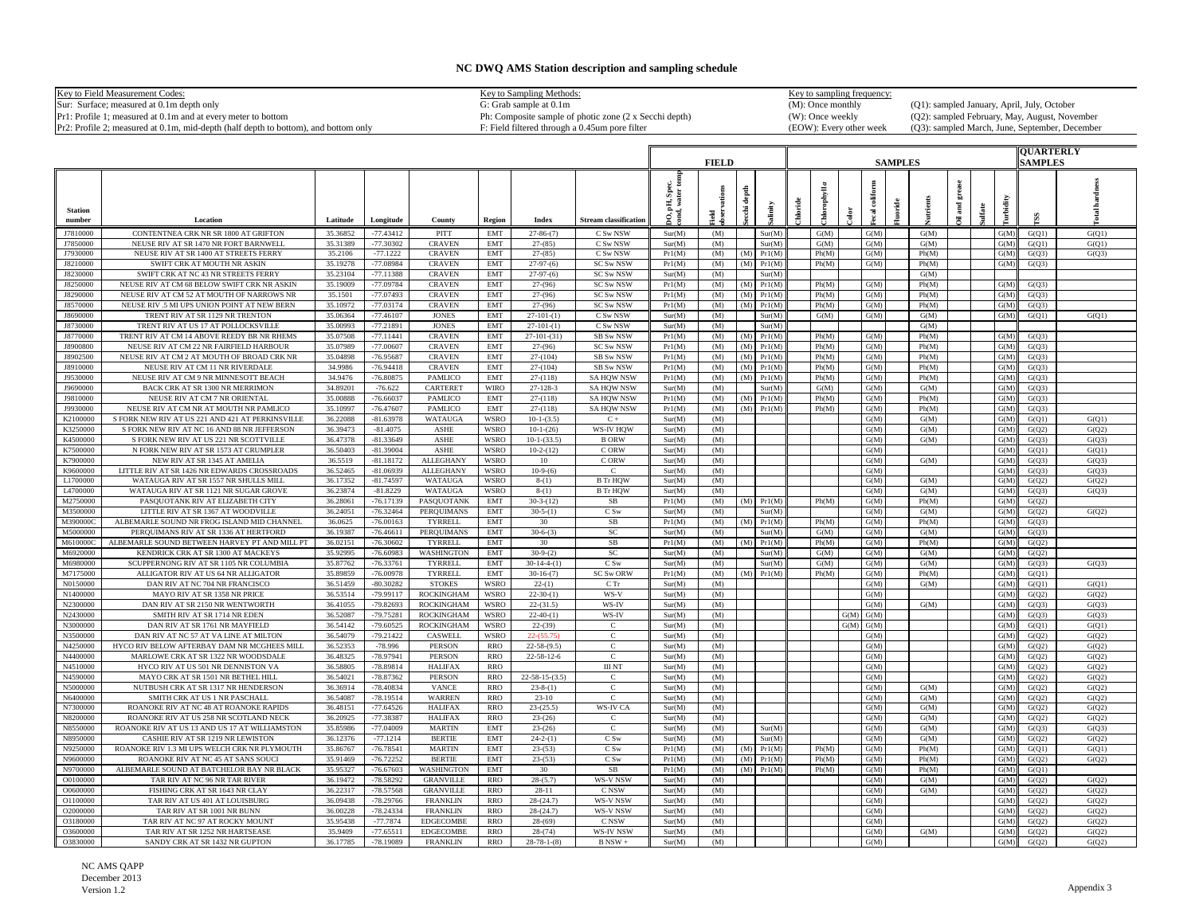# NC DWQ AMS Station description and sampling schedule

| Key to Field Measurement Codes: | Key to Sampling Methods: | Key to sampling frequency: | |
|---|---|---|---|
| Sur: Surface; measured at 0.1m depth only | G: Grab sample at 0.1m | (M): Once monthly | (Q1): sampled January, April, July, October |
| Pr1: Profile 1; measured at 0.1m and at every meter to bottom | Ph: Composite sample of photic zone (2 x Secchi depth) | (W): Once weekly | (Q2): sampled February, May, August, November |
| Pr2: Profile 2; measured at 0.1m, mid-depth (half depth to bottom), and bottom only | F: Field filtered through a 0.45um pore filter | (EOW): Every other week | (Q3): sampled March, June, September, December |

| | | | | | | | | FIELD | | | | SAMPLES | | | | | | | | | QUARTERLY SAMPLES | |
|---|---|---|---|---|---|---|---|---|---|---|---|---|---|---|---|---|---|---|---|---|---|---|
| Station number | Location | Latitude | Longitude | County | Region | Index | Stream classification | DO, pH, Spec. cond, water temp | Field observations | Secchi depth | Salinity | Chloride | Chlorophyll a | Color | Fecal coliform | Fluoride | Nutrients | Oil and grease | Sulfate | Turbidity | TSS | Total hardness |
| J7810000 | CONTENTNEA CRK NR SR 1800 AT GRIFTON | 35.36852 | -77.43412 | PITT | EMT | 27-86-(7) | C Sw NSW | Sur(M) | (M) | | Sur(M) | | G(M) | | G(M) | | G(M) | | | G(M) | G(Q1) | G(Q1) |
| J7850000 | NEUSE RIV AT SR 1470 NR FORT BARNWELL | 35.31389 | -77.30302 | CRAVEN | EMT | 27-(85) | C Sw NSW | Sur(M) | (M) | | Sur(M) | | G(M) | | G(M) | | G(M) | | | G(M) | G(Q1) | G(Q1) |
| J7930000 | NEUSE RIV AT SR 1400 AT STREETS FERRY | 35.2106 | -77.1222 | CRAVEN | EMT | 27-(85) | C Sw NSW | Pr1(M) | (M) | (M) | Pr1(M) | | Ph(M) | | G(M) | | G(M) | | | G(M) | G(Q3) | G(Q3) |
| J8210000 | SWIFT CRK AT MOUTH NR ASKIN | 35.19278 | -77.08984 | CRAVEN | EMT | 27-97-(6) | SC Sw NSW | Pr1(M) | (M) | (M) | Pr1(M) | | Ph(M) | | G(M) | | Ph(M) | | | G(M) | G(Q3) | |
| J8230000 | SWIFT CRK AT NC 43 NR STREETS FERRY | 35.23104 | -77.11388 | CRAVEN | EMT | 27-97-(6) | SC Sw NSW | Sur(M) | (M) | | Sur(M) | | | | | | G(M) | | | | | |
| J8250000 | NEUSE RIV AT CM 68 BELOW SWIFT CRK NR ASKIN | 35.19009 | -77.09784 | CRAVEN | EMT | 27-(96) | SC Sw NSW | Pr1(M) | (M) | (M) | Pr1(M) | | Ph(M) | | G(M) | | Ph(M) | | | G(M) | G(Q3) | |
| J8290000 | NEUSE RIV AT CM 52 AT MOUTH OF NARROWS NR | 35.1501 | -77.07493 | CRAVEN | EMT | 27-(96) | SC Sw NSW | Pr1(M) | (M) | (M) | Pr1(M) | | Ph(M) | | G(M) | | Ph(M) | | | G(M) | G(Q3) | |
| J8570000 | NEUSE RIV .5 MI UPS UNION POINT AT NEW BERN | 35.10972 | -77.03174 | CRAVEN | EMT | 27-(96) | SC Sw NSW | Pr1(M) | (M) | (M) | Pr1(M) | | Ph(M) | | G(M) | | Ph(M) | | | G(M) | G(Q3) | |
| J8690000 | TRENT RIV AT SR 1129 NR TRENTON | 35.06364 | -77.46107 | JONES | EMT | 27-101-(1) | C Sw NSW | Sur(M) | (M) | | Sur(M) | | G(M) | | G(M) | | G(M) | | | G(M) | G(Q1) | G(Q1) |
| J8730000 | TRENT RIV AT US 17 AT POLLOCKSVILLE | 35.00993 | -77.21891 | JONES | EMT | 27-101-(1) | C Sw NSW | Sur(M) | (M) | | Sur(M) | | | | | | G(M) | | | | | |
| J8770000 | TRENT RIV AT CM 14 ABOVE REEDY BR NR RHEMS | 35.07508 | -77.11441 | CRAVEN | EMT | 27-101-(31) | SB Sw NSW | Pr1(M) | (M) | (M) | Pr1(M) | | Ph(M) | | G(M) | | Ph(M) | | | G(M) | G(Q3) | |
| J8900000 | NEUSE RIV AT CM 22 NR FAIRFIELD HARBOUR | 35.07989 | -77.00607 | CRAVEN | EMT | 27-(96) | SC Sw NSW | Pr1(M) | (M) | (M) | Pr1(M) | | Ph(M) | | G(M) | | Ph(M) | | | G(M) | G(Q3) | |
| J8902500 | NEUSE RIV AT CM 2 AT MOUTH OF BROAD CRK NR | 35.04898 | -76.95687 | CRAVEN | EMT | 27-(104) | SB Sw NSW | Pr1(M) | (M) | (M) | Pr1(M) | | Ph(M) | | G(M) | | Ph(M) | | | G(M) | G(Q3) | |
| J8910000 | NEUSE RIV AT CM 11 NR RIVERDALE | 34.9986 | -76.94418 | CRAVEN | EMT | 27-(104) | SB Sw NSW | Pr1(M) | (M) | (M) | Pr1(M) | | Ph(M) | | G(M) | | Ph(M) | | | G(M) | G(Q3) | |
| J9530000 | NEUSE RIV AT CM 9 NR MINNESOTT BEACH | 34.9476 | -76.80875 | PAMLICO | EMT | 27-(118) | SA HQW NSW | Pr1(M) | (M) | (M) | Pr1(M) | | Ph(M) | | G(M) | | Ph(M) | | | G(M) | G(Q3) | |
| J9690000 | BACK CRK AT SR 1300 NR MERRIMON | 34.89201 | -76.622 | CARTERET | WIRO | 27-128-3 | SA HQW NSW | Sur(M) | (M) | | Sur(M) | | G(M) | | G(M) | | G(M) | | | G(M) | G(Q3) | |
| J9810000 | NEUSE RIV AT CM 7 NR ORIENTAL | 35.00888 | -76.66037 | PAMLICO | EMT | 27-(118) | SA HQW NSW | Pr1(M) | (M) | (M) | Pr1(M) | | Ph(M) | | G(M) | | Ph(M) | | | G(M) | G(Q3) | |
| J9930000 | NEUSE RIV AT CM NR AT MOUTH NR PAMLICO | 35.10997 | -76.47607 | PAMLICO | EMT | 27-(118) | SA HQW NSW | Pr1(M) | (M) | (M) | Pr1(M) | | Ph(M) | | G(M) | | Ph(M) | | | G(M) | G(Q3) | |
| K2100000 | S FORK NEW RIV AT US 221 AND 421 AT PERKINSVILLE | 36.22088 | -81.63978 | WATAUGA | WSRO | 10-1-(3.5) | C + | Sur(M) | (M) | | | | | | G(M) | | G(M) | | | G(M) | G(Q1) | G(Q1) |
| K3250000 | S FORK NEW RIV AT NC 16 AND 88 NR JEFFERSON | 36.39473 | -81.4075 | ASHE | WSRO | 10-1-(26) | WS-IV HQW | Sur(M) | (M) | | | | | | G(M) | | G(M) | | | G(M) | G(Q2) | G(Q2) |
| K4500000 | S FORK NEW RIV AT US 221 NR SCOTTVILLE | 36.47378 | -81.33649 | ASHE | WSRO | 10-1-(33.5) | B ORW | Sur(M) | (M) | | | | | | G(M) | | G(M) | | | G(M) | G(Q3) | G(Q3) |
| K7500000 | N FORK NEW RIV AT SR 1573 AT CRUMPLER | 36.50403 | -81.39004 | ASHE | WSRO | 10-2-(12) | C ORW | Sur(M) | (M) | | | | | | G(M) | | | | | G(M) | G(Q1) | G(Q1) |
| K7900000 | NEW RIV AT SR 1345 AT AMELIA | 36.5519 | -81.18172 | ALLEGHANY | WSRO | 10 | C ORW | Sur(M) | (M) | | | | | | G(M) | | G(M) | | | G(M) | G(Q3) | G(Q3) |
| K9600000 | LITTLE RIV AT SR 1426 NR EDWARDS CROSSROADS | 36.52465 | -81.06939 | ALLEGHANY | WSRO | 10-9-(6) | C | Sur(M) | (M) | | | | | | G(M) | | | | | G(M) | G(Q3) | G(Q3) |
| L1700000 | WATAUGA RIV AT SR 1557 NR SHULLS MILL | 36.17352 | -81.74597 | WATAUGA | WSRO | 8-(1) | B Tr HQW | Sur(M) | (M) | | | | | | G(M) | | G(M) | | | G(M) | G(Q2) | G(Q2) |
| L4700000 | WATAUGA RIV AT SR 1121 NR SUGAR GROVE | 36.23874 | -81.8229 | WATAUGA | WSRO | 8-(1) | B Tr HQW | Sur(M) | (M) | | | | | | G(M) | | G(M) | | | G(M) | G(Q3) | G(Q3) |
| M2750000 | PASQUOTANK RIV AT ELIZABETH CITY | 36.28061 | -76.17139 | PASQUOTANK | EMT | 30-3-(12) | SB | Pr1(M) | (M) | (M) | Pr1(M) | | Ph(M) | | G(M) | | Ph(M) | | | G(M) | G(Q2) | |
| M3500000 | LITTLE RIV AT SR 1367 AT WOODVILLE | 36.24051 | -76.32464 | PERQUIMANS | EMT | 30-5-(1) | C Sw | Sur(M) | (M) | | Sur(M) | | | | G(M) | | G(M) | | | G(M) | G(Q2) | G(Q2) |
| M390000C | ALBEMARLE SOUND NR FROG ISLAND MID CHANNEL | 36.0625 | -76.00163 | TYRRELL | EMT | 30 | SB | Pr1(M) | (M) | (M) | Pr1(M) | | Ph(M) | | G(M) | | Ph(M) | | | G(M) | G(Q3) | |
| M5000000 | PERQUIMANS RIV AT SR 1336 AT HERTFORD | 36.19387 | -76.46611 | PERQUIMANS | EMT | 30-6-(3) | SC | Sur(M) | (M) | | Sur(M) | | G(M) | | G(M) | | G(M) | | | G(M) | G(Q3) | |
| M610000C | ALBEMARLE SOUND BETWEEN HARVEY PT AND MILL PT | 36.02151 | -76.30602 | TYRRELL | EMT | 30 | SB | Pr1(M) | (M) | (M) | Pr1(M) | | Ph(M) | | G(M) | | Ph(M) | | | G(M) | G(Q2) | |
| M6920000 | KENDRICK CRK AT SR 1300 AT MACKEYS | 35.92995 | -76.60983 | WASHINGTON | EMT | 30-9-(2) | SC | Sur(M) | (M) | | Sur(M) | | G(M) | | G(M) | | G(M) | | | G(M) | G(Q2) | |
| M6980000 | SCUPPERNONG RIV AT SR 1105 NR COLUMBIA | 35.87762 | -76.33761 | TYRRELL | EMT | 30-14-4-(1) | C Sw | Sur(M) | (M) | | Sur(M) | | G(M) | | G(M) | | G(M) | | | G(M) | G(Q3) | G(Q3) |
| M7175000 | ALLIGATOR RIV AT US 64 NR ALLIGATOR | 35.89859 | -76.00978 | TYRRELL | EMT | 30-16-(7) | SC Sw ORW | Pr1(M) | (M) | (M) | Pr1(M) | | Ph(M) | | G(M) | | Ph(M) | | | G(M) | G(Q1) | |
| N0150000 | DAN RIV AT NC 704 NR FRANCISCO | 36.51459 | -80.30282 | STOKES | WSRO | 22-(1) | C Tr | Sur(M) | (M) | | | | | | G(M) | | G(M) | | | G(M) | G(Q1) | G(Q1) |
| N1400000 | MAYO RIV AT SR 1358 NR PRICE | 36.53514 | -79.99117 | ROCKINGHAM | WSRO | 22-30-(1) | WS-V | Sur(M) | (M) | | | | | | G(M) | | | | | G(M) | G(Q2) | G(Q2) |
| N2300000 | DAN RIV AT SR 2150 NR WENTWORTH | 36.41055 | -79.82693 | ROCKINGHAM | WSRO | 22-(31.5) | WS-IV | Sur(M) | (M) | | | | | | G(M) | | G(M) | | | G(M) | G(Q3) | G(Q3) |
| N2430000 | SMITH RIV AT SR 1714 NR EDEN | 36.52087 | -79.75281 | ROCKINGHAM | WSRO | 22-40-(1) | WS-IV | Sur(M) | (M) | | | | | G(M) | G(M) | | | | | G(M) | G(Q3) | G(Q3) |
| N3000000 | DAN RIV AT SR 1761 NR MAYFIELD | 36.54142 | -79.60525 | ROCKINGHAM | WSRO | 22-(39) | C | Sur(M) | (M) | | | | | G(M) | G(M) | | | | | G(M) | G(Q1) | G(Q1) |
| N3500000 | DAN RIV AT NC 57 AT VA LINE AT MILTON | 36.54079 | -79.21422 | CASWELL | WSRO | 22-(55.75) | C | Sur(M) | (M) | | | | | | G(M) | | | | | G(M) | G(Q2) | G(Q2) |
| N4250000 | HYCO RIV BELOW AFTERBAY DAM NR MCGHEES MILL | 36.52353 | -78.996 | PERSON | RRO | 22-58-(9.5) | C | Sur(M) | (M) | | | | | | G(M) | | | | | G(M) | G(Q2) | G(Q2) |
| N4400000 | MARLOWE CRK AT SR 1322 NR WOODSDALE | 36.48325 | -78.97941 | PERSON | RRO | 22-58-12-6 | C | Sur(M) | (M) | | | | | | G(M) | | | | | G(M) | G(Q2) | G(Q2) |
| N4510000 | HYCO RIV AT US 501 NR DENNISTON VA | 36.58805 | -78.89814 | HALIFAX | RRO | | III NT | Sur(M) | (M) | | | | | | G(M) | | | | | G(M) | G(Q2) | G(Q2) |
| N4590000 | MAYO CRK AT SR 1501 NR BETHEL HILL | 36.54021 | -78.87362 | PERSON | RRO | 22-58-15-(3.5) | C | Sur(M) | (M) | | | | | | G(M) | | | | | G(M) | G(Q2) | G(Q2) |
| N5000000 | NUTBUSH CRK AT SR 1317 NR HENDERSON | 36.36914 | -78.40834 | VANCE | RRO | 23-8-(1) | C | Sur(M) | (M) | | | | | | G(M) | | G(M) | | | G(M) | G(Q2) | G(Q2) |
| N6400000 | SMITH CRK AT US 1 NR PASCHALL | 36.54087 | -78.19514 | WARREN | RRO | 23-10 | C | Sur(M) | (M) | | | | | | G(M) | | G(M) | | | G(M) | G(Q2) | G(Q2) |
| N7300000 | ROANOKE RIV AT NC 48 AT ROANOKE RAPIDS | 36.48151 | -77.64526 | HALIFAX | RRO | 23-(25.5) | WS-IV CA | Sur(M) | (M) | | | | | | G(M) | | G(M) | | | G(M) | G(Q2) | G(Q2) |
| N8200000 | ROANOKE RIV AT US 258 NR SCOTLAND NECK | 36.20925 | -77.38387 | HALIFAX | RRO | 23-(26) | C | Sur(M) | (M) | | | | | | G(M) | | G(M) | | | G(M) | G(Q2) | G(Q2) |
| N8550000 | ROANOKE RIV AT US 13 AND US 17 AT WILLIAMSTON | 35.85986 | -77.04009 | MARTIN | EMT | 23-(26) | C | Sur(M) | (M) | | Sur(M) | | | | G(M) | | G(M) | | | G(M) | G(Q3) | G(Q3) |
| N8950000 | CASHIE RIV AT SR 1219 NR LEWISTON | 36.12376 | -77.1214 | BERTIE | EMT | 24-2-(1) | C Sw | Sur(M) | (M) | | Sur(M) | | | | G(M) | | G(M) | | | G(M) | G(Q2) | G(Q2) |
| N9250000 | ROANOKE RIV 1.3 MI UPS WELCH CRK NR PLYMOUTH | 35.86767 | -76.78541 | MARTIN | EMT | 23-(53) | C Sw | Pr1(M) | (M) | (M) | Pr1(M) | | Ph(M) | | G(M) | | Ph(M) | | | G(M) | G(Q1) | G(Q1) |
| N9600000 | ROANOKE RIV AT NC 45 AT SANS SOUCI | 35.91469 | -76.72252 | BERTIE | EMT | 23-(53) | C Sw | Pr1(M) | (M) | (M) | Pr1(M) | | Ph(M) | | G(M) | | Ph(M) | | | G(M) | G(Q2) | G(Q2) |
| N9700000 | ALBEMARLE SOUND AT BATCHELOR BAY NR BLACK | 35.95327 | -76.67603 | WASHINGTON | EMT | 30 | SB | Pr1(M) | (M) | (M) | Pr1(M) | | Ph(M) | | G(M) | | Ph(M) | | | G(M) | G(Q1) | |
| O0100000 | TAR RIV AT NC 96 NR TAR RIVER | 36.19472 | -78.58292 | GRANVILLE | RRO | 28-(5.7) | WS-V NSW | Sur(M) | (M) | | | | | | G(M) | | G(M) | | | G(M) | G(Q2) | G(Q2) |
| O0600000 | FISHING CRK AT SR 1643 NR CLAY | 36.22317 | -78.57568 | GRANVILLE | RRO | 28-11 | C NSW | Sur(M) | (M) | | | | | | G(M) | | G(M) | | | G(M) | G(Q2) | G(Q2) |
| O1100000 | TAR RIV AT US 401 AT LOUISBURG | 36.09438 | -78.29766 | FRANKLIN | RRO | 28-(24.7) | WS-V NSW | Sur(M) | (M) | | | | | | G(M) | | | | | G(M) | G(Q2) | G(Q2) |
| O2000000 | TAR RIV AT SR 1001 NR BUNN | 36.00228 | -78.24334 | FRANKLIN | RRO | 28-(24.7) | WS-V NSW | Sur(M) | (M) | | | | | | G(M) | | | | | G(M) | G(Q2) | G(Q2) |
| O3180000 | TAR RIV AT NC 97 AT ROCKY MOUNT | 35.95438 | -77.7874 | EDGECOMBE | RRO | 28-(69) | C NSW | Sur(M) | (M) | | | | | | G(M) | | | | | G(M) | G(Q2) | G(Q2) |
| O3600000 | TAR RIV AT SR 1252 NR HARTSEASE | 35.9409 | -77.65511 | EDGECOMBE | RRO | 28-(74) | WS-IV NSW | Sur(M) | (M) | | | | | | G(M) | | G(M) | | | G(M) | G(Q2) | G(Q2) |
| O3830000 | SANDY CRK AT SR 1432 NR GUPTON | 36.17785 | -78.19089 | FRANKLIN | RRO | 28-78-1-(8) | B NSW + | Sur(M) | (M) | | | | | | G(M) | | | | | G(M) | G(Q2) | G(Q2) |

NC AMS QAPP
December 2013
Version 1.2

Appendix 3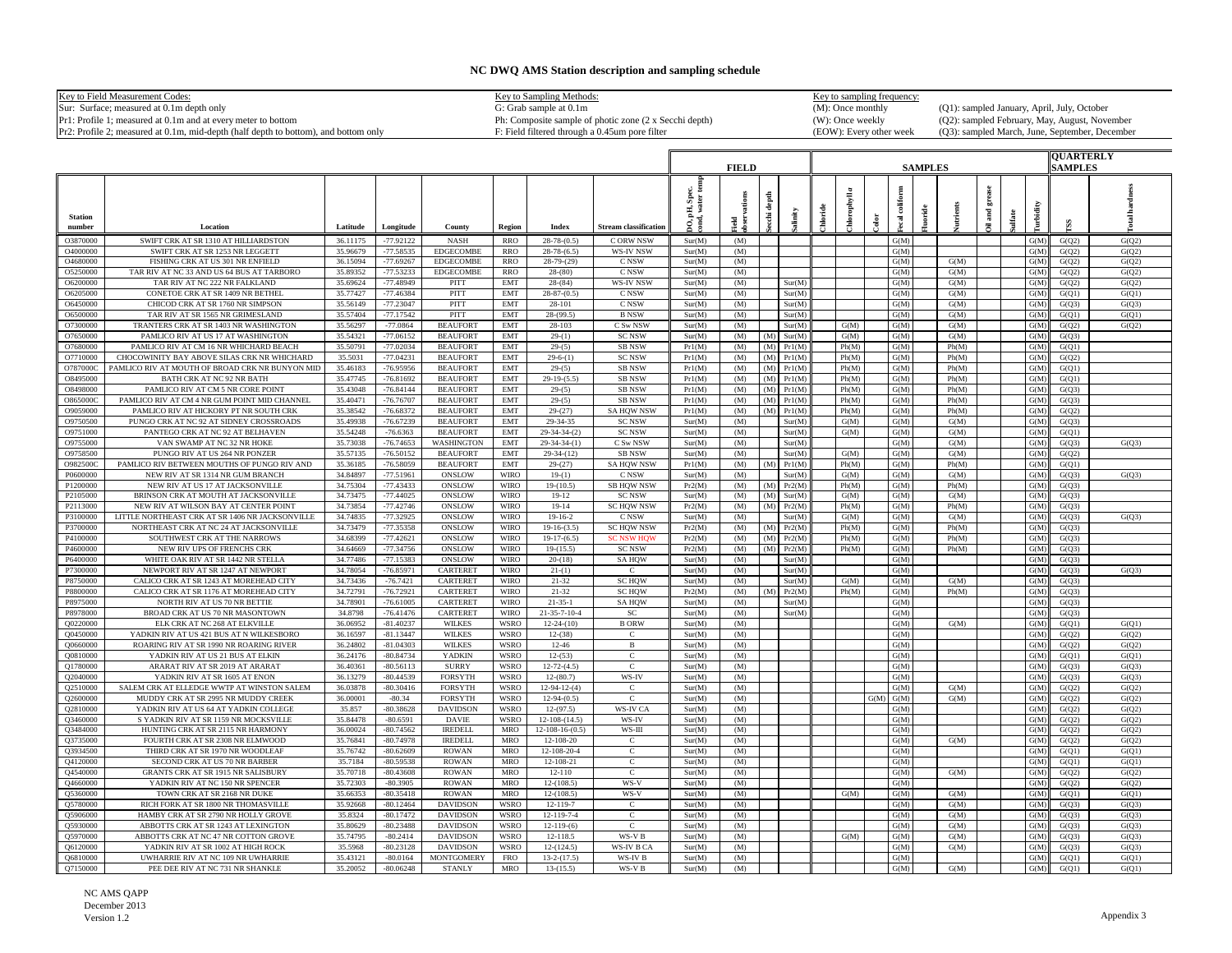# NC DWQ AMS Station description and sampling schedule

| Key to Field Measurement Codes: | Key to Sampling Methods: | Key to sampling frequency: | |
|---|---|---|---|
| Sur: Surface; measured at 0.1m depth only | G: Grab sample at 0.1m | (M): Once monthly | (Q1): sampled January, April, July, October |
| Pr1: Profile 1; measured at 0.1m and at every meter to bottom | Ph: Composite sample of photic zone (2 x Secchi depth) | (W): Once weekly | (Q2): sampled February, May, August, November |
| Pr2: Profile 2; measured at 0.1m, mid-depth (half depth to bottom), and bottom only | F: Field filtered through a 0.45um pore filter | (EOW): Every other week | (Q3): sampled March, June, September, December |

| | | | | | | | | FIELD | | | | SAMPLES | | | | | | | | | | QUARTERLY SAMPLES | |
|---|---|---|---|---|---|---|---|---|---|---|---|---|---|---|---|---|---|---|---|---|---|---|---|
| Station number | Location | Latitude | Longitude | County | Region | Index | Stream classification | DO, pH, Spec. cond, water temp | Field observations | Secchi depth | Salinity | Chloride | Chlorophyll a | Color | Fecal coliform | Fluoride | Nutrients | Oil and grease | Sulfate | Turbidity | TSS | Total hardness |
| O3870000 | SWIFT CRK AT SR 1310 AT HILLIARDSTON | 36.11175 | -77.92122 | NASH | RRO | 28-78-(0.5) | C ORW NSW | Sur(M) | (M) | | | | | | G(M) | | | | | G(M) | G(Q2) | G(Q2) |
| O4000000 | SWIFT CRK AT SR 1253 NR LEGGETT | 35.96679 | -77.58535 | EDGECOMBE | RRO | 28-78-(6.5) | WS-IV NSW | Sur(M) | (M) | | | | | | G(M) | | | | | G(M) | G(Q2) | G(Q2) |
| O4680000 | FISHING CRK AT US 301 NR ENFIELD | 36.15094 | -77.69267 | EDGECOMBE | RRO | 28-79-(29) | C NSW | Sur(M) | (M) | | | | | | G(M) | | G(M) | | | G(M) | G(Q2) | G(Q2) |
| O5250000 | TAR RIV AT NC 33 AND US 64 BUS AT TARBORO | 35.89352 | -77.53233 | EDGECOMBE | RRO | 28-(80) | C NSW | Sur(M) | (M) | | | | | | G(M) | | G(M) | | | G(M) | G(Q2) | G(Q2) |
| O6200000 | TAR RIV AT NC 222 NR FALKLAND | 35.69624 | -77.48949 | PITT | EMT | 28-(84) | WS-IV NSW | Sur(M) | (M) | | Sur(M) | | | | G(M) | | G(M) | | | G(M) | G(Q2) | G(Q2) |
| O6205000 | CONETOE CRK AT SR 1409 NR BETHEL | 35.77427 | -77.46384 | PITT | EMT | 28-87-(0.5) | C NSW | Sur(M) | (M) | | Sur(M) | | | | G(M) | | G(M) | | | G(M) | G(Q1) | G(Q1) |
| O6450000 | CHICOD CRK AT SR 1760 NR SIMPSON | 35.56149 | -77.23047 | PITT | EMT | 28-101 | C NSW | Sur(M) | (M) | | Sur(M) | | | | G(M) | | G(M) | | | G(M) | G(Q3) | G(Q3) |
| O6500000 | TAR RIV AT SR 1565 NR GRIMESLAND | 35.57404 | -77.17542 | PITT | EMT | 28-(99.5) | B NSW | Sur(M) | (M) | | Sur(M) | | | | G(M) | | G(M) | | | G(M) | G(Q1) | G(Q1) |
| O7300000 | TRANTERS CRK AT SR 1403 NR WASHINGTON | 35.56297 | -77.0864 | BEAUFORT | EMT | 28-103 | C Sw NSW | Sur(M) | (M) | | Sur(M) | | G(M) | | G(M) | | G(M) | | | G(M) | G(Q2) | G(Q2) |
| O7650000 | PAMLICO RIV AT US 17 AT WASHINGTON | 35.54321 | -77.06152 | BEAUFORT | EMT | 29-(1) | SC NSW | Sur(M) | (M) | (M) | Sur(M) | | G(M) | | G(M) | | G(M) | | | G(M) | G(Q3) | |
| O7680000 | PAMLICO RIV AT CM 16 NR WHICHARD BEACH | 35.50791 | -77.02034 | BEAUFORT | EMT | 29-(5) | SB NSW | Pr1(M) | (M) | (M) | Pr1(M) | | Ph(M) | | G(M) | | Ph(M) | | | G(M) | G(Q1) | |
| O7710000 | CHOCOWINITY BAY ABOVE SILAS CRK NR WHICHARD | 35.5031 | -77.04231 | BEAUFORT | EMT | 29-6-(1) | SC NSW | Pr1(M) | (M) | (M) | Pr1(M) | | Ph(M) | | G(M) | | Ph(M) | | | G(M) | G(Q2) | |
| O787000C | PAMLICO RIV AT MOUTH OF BROAD CRK NR BUNYON MID | 35.46183 | -76.95956 | BEAUFORT | EMT | 29-(5) | SB NSW | Pr1(M) | (M) | (M) | Pr1(M) | | Ph(M) | | G(M) | | Ph(M) | | | G(M) | G(Q1) | |
| O8495000 | BATH CRK AT NC 92 NR BATH | 35.47745 | -76.81692 | BEAUFORT | EMT | 29-19-(5.5) | SB NSW | Pr1(M) | (M) | (M) | Pr1(M) | | Ph(M) | | G(M) | | Ph(M) | | | G(M) | G(Q1) | |
| O8498000 | PAMLICO RIV AT CM 5 NR CORE POINT | 35.43048 | -76.84144 | BEAUFORT | EMT | 29-(5) | SB NSW | Pr1(M) | (M) | (M) | Pr1(M) | | Ph(M) | | G(M) | | Ph(M) | | | G(M) | G(Q3) | |
| O865000C | PAMLICO RIV AT CM 4 NR GUM POINT MID CHANNEL | 35.40471 | -76.76707 | BEAUFORT | EMT | 29-(5) | SB NSW | Pr1(M) | (M) | (M) | Pr1(M) | | Ph(M) | | G(M) | | Ph(M) | | | G(M) | G(Q3) | |
| O9059000 | PAMLICO RIV AT HICKORY PT NR SOUTH CRK | 35.38542 | -76.68372 | BEAUFORT | EMT | 29-(27) | SA HQW NSW | Pr1(M) | (M) | (M) | Pr1(M) | | Ph(M) | | G(M) | | Ph(M) | | | G(M) | G(Q2) | |
| O9750500 | PUNGO CRK AT NC 92 AT SIDNEY CROSSROADS | 35.49938 | -76.67239 | BEAUFORT | EMT | 29-34-35 | SC NSW | Sur(M) | (M) | | Sur(M) | | G(M) | | G(M) | | G(M) | | | G(M) | G(Q3) | |
| O9751000 | PANTEGO CRK AT NC 92 AT BELHAVEN | 35.54248 | -76.6363 | BEAUFORT | EMT | 29-34-34-(2) | SC NSW | Sur(M) | (M) | | Sur(M) | | G(M) | | G(M) | | G(M) | | | G(M) | G(Q1) | |
| O9755000 | VAN SWAMP AT NC 32 NR HOKE | 35.73038 | -76.74653 | WASHINGTON | EMT | 29-34-34-(1) | C Sw NSW | Sur(M) | (M) | | Sur(M) | | | | G(M) | | G(M) | | | G(M) | G(Q3) | G(Q3) |
| O9758500 | PUNGO RIV AT US 264 NR PONZER | 35.57135 | -76.50152 | BEAUFORT | EMT | 29-34-(12) | SB NSW | Sur(M) | (M) | | Sur(M) | | G(M) | | G(M) | | G(M) | | | G(M) | G(Q2) | |
| O982500C | PAMLICO RIV BETWEEN MOUTHS OF PUNGO RIV AND | 35.36185 | -76.58059 | BEAUFORT | EMT | 29-(27) | SA HQW NSW | Pr1(M) | (M) | (M) | Pr1(M) | | Ph(M) | | G(M) | | Ph(M) | | | G(M) | G(Q1) | |
| P0600000 | NEW RIV AT SR 1314 NR GUM BRANCH | 34.84897 | -77.51961 | ONSLOW | WIRO | 19-(1) | C NSW | Sur(M) | (M) | | Sur(M) | | G(M) | | G(M) | | G(M) | | | G(M) | G(Q3) | G(Q3) |
| P1200000 | NEW RIV AT US 17 AT JACKSONVILLE | 34.75304 | -77.43433 | ONSLOW | WIRO | 19-(10.5) | SB HQW NSW | Pr2(M) | (M) | (M) | Pr2(M) | | Ph(M) | | G(M) | | Ph(M) | | | G(M) | G(Q3) | |
| P2105000 | BRINSON CRK AT MOUTH AT JACKSONVILLE | 34.73475 | -77.44025 | ONSLOW | WIRO | 19-12 | SC NSW | Sur(M) | (M) | (M) | Sur(M) | | G(M) | | G(M) | | G(M) | | | G(M) | G(Q3) | |
| P2113000 | NEW RIV AT WILSON BAY AT CENTER POINT | 34.73854 | -77.42746 | ONSLOW | WIRO | 19-14 | SC HQW NSW | Pr2(M) | (M) | (M) | Pr2(M) | | Ph(M) | | G(M) | | Ph(M) | | | G(M) | G(Q3) | |
| P3100000 | LITTLE NORTHEAST CRK AT SR 1406 NR JACKSONVILLE | 34.74835 | -77.32925 | ONSLOW | WIRO | 19-16-2 | C NSW | Sur(M) | (M) | | Sur(M) | | G(M) | | G(M) | | G(M) | | | G(M) | G(Q3) | G(Q3) |
| P3700000 | NORTHEAST CRK AT NC 24 AT JACKSONVILLE | 34.73479 | -77.35358 | ONSLOW | WIRO | 19-16-(3.5) | SC HQW NSW | Pr2(M) | (M) | (M) | Pr2(M) | | Ph(M) | | G(M) | | Ph(M) | | | G(M) | G(Q3) | |
| P4100000 | SOUTHWEST CRK AT THE NARROWS | 34.68399 | -77.42621 | ONSLOW | WIRO | 19-17-(6.5) | SC NSW HQW | Pr2(M) | (M) | (M) | Pr2(M) | | Ph(M) | | G(M) | | Ph(M) | | | G(M) | G(Q3) | |
| P4600000 | NEW RIV UPS OF FRENCHS CRK | 34.64669 | -77.34756 | ONSLOW | WIRO | 19-(15.5) | SC NSW | Pr2(M) | (M) | (M) | Pr2(M) | | Ph(M) | | G(M) | | Ph(M) | | | G(M) | G(Q3) | |
| P6400000 | WHITE OAK RIV AT SR 1442 NR STELLA | 34.77486 | -77.15383 | ONSLOW | WIRO | 20-(18) | SA HQW | Sur(M) | (M) | | Sur(M) | | | | G(M) | | | | | G(M) | G(Q3) | |
| P7300000 | NEWPORT RIV AT SR 1247 AT NEWPORT | 34.78054 | -76.85971 | CARTERET | WIRO | 21-(1) | C | Sur(M) | (M) | | Sur(M) | | | | G(M) | | | | | G(M) | G(Q3) | G(Q3) |
| P8750000 | CALICO CRK AT SR 1243 AT MOREHEAD CITY | 34.73436 | -76.7421 | CARTERET | WIRO | 21-32 | SC HQW | Sur(M) | (M) | | Sur(M) | | G(M) | | G(M) | | G(M) | | | G(M) | G(Q3) | |
| P8800000 | CALICO CRK AT SR 1176 AT MOREHEAD CITY | 34.72791 | -76.72921 | CARTERET | WIRO | 21-32 | SC HQW | Pr2(M) | (M) | (M) | Pr2(M) | | Ph(M) | | G(M) | | Ph(M) | | | G(M) | G(Q3) | |
| P8975000 | NORTH RIV AT US 70 NR BETTIE | 34.78901 | -76.61005 | CARTERET | WIRO | 21-35-1 | SA HQW | Sur(M) | (M) | | Sur(M) | | | | G(M) | | | | | G(M) | G(Q3) | |
| P8978000 | BROAD CRK AT US 70 NR MASONTOWN | 34.8798 | -76.41476 | CARTERET | WIRO | 21-35-7-10-4 | SC | Sur(M) | (M) | | Sur(M) | | | | G(M) | | | | | G(M) | G(Q3) | |
| Q0220000 | ELK CRK AT NC 268 AT ELKVILLE | 36.06952 | -81.40237 | WILKES | WSRO | 12-24-(10) | B ORW | Sur(M) | (M) | | | | | | G(M) | | G(M) | | | G(M) | G(Q1) | G(Q1) |
| Q0450000 | YADKIN RIV AT US 421 BUS AT N WILKESBORO | 36.16597 | -81.13447 | WILKES | WSRO | 12-(38) | C | Sur(M) | (M) | | | | | | G(M) | | | | | G(M) | G(Q2) | G(Q2) |
| Q0660000 | ROARING RIV AT SR 1990 NR ROARING RIVER | 36.24802 | -81.04303 | WILKES | WSRO | 12-46 | B | Sur(M) | (M) | | | | | | G(M) | | | | | G(M) | G(Q2) | G(Q2) |
| Q0810000 | YADKIN RIV AT US 21 BUS AT ELKIN | 36.24176 | -80.84734 | YADKIN | WSRO | 12-(53) | C | Sur(M) | (M) | | | | | | G(M) | | | | | G(M) | G(Q1) | G(Q1) |
| Q1780000 | ARARAT RIV AT SR 2019 AT ARARAT | 36.40361 | -80.56113 | SURRY | WSRO | 12-72-(4.5) | C | Sur(M) | (M) | | | | | | G(M) | | | | | G(M) | G(Q3) | G(Q3) |
| Q2040000 | YADKIN RIV AT SR 1605 AT ENON | 36.13279 | -80.44539 | FORSYTH | WSRO | 12-(80.7) | WS-IV | Sur(M) | (M) | | | | | | G(M) | | | | | G(M) | G(Q3) | G(Q3) |
| Q2510000 | SALEM CRK AT ELLEDGE WWTP AT WINSTON SALEM | 36.03878 | -80.30416 | FORSYTH | WSRO | 12-94-12-(4) | C | Sur(M) | (M) | | | | | | G(M) | | G(M) | | | G(M) | G(Q2) | G(Q2) |
| Q2600000 | MUDDY CRK AT SR 2995 NR MUDDY CREEK | 36.00001 | -80.34 | FORSYTH | WSRO | 12-94-(0.5) | C | Sur(M) | (M) | | | | | G(M) | G(M) | | G(M) | | | G(M) | G(Q2) | G(Q2) |
| Q2810000 | YADKIN RIV AT US 64 AT YADKIN COLLEGE | 35.857 | -80.38628 | DAVIDSON | WSRO | 12-(97.5) | WS-IV CA | Sur(M) | (M) | | | | | | G(M) | | | | | G(M) | G(Q2) | G(Q2) |
| Q3460000 | S YADKIN RIV AT SR 1159 NR MOCKSVILLE | 35.84478 | -80.6591 | DAVIE | WSRO | 12-108-(14.5) | WS-IV | Sur(M) | (M) | | | | | | G(M) | | | | | G(M) | G(Q2) | G(Q2) |
| Q3484000 | HUNTING CRK AT SR 2115 NR HARMONY | 36.00024 | -80.74562 | IREDELL | MRO | 12-108-16-(0.5) | WS-III | Sur(M) | (M) | | | | | | G(M) | | | | | G(M) | G(Q2) | G(Q2) |
| Q3735000 | FOURTH CRK AT SR 2308 NR ELMWOOD | 35.76841 | -80.74978 | IREDELL | MRO | 12-108-20 | C | Sur(M) | (M) | | | | | | G(M) | | G(M) | | | G(M) | G(Q2) | G(Q2) |
| Q3934500 | THIRD CRK AT SR 1970 NR WOODLEAF | 35.76742 | -80.62609 | ROWAN | MRO | 12-108-20-4 | C | Sur(M) | (M) | | | | | | G(M) | | | | | G(M) | G(Q1) | G(Q1) |
| Q4120000 | SECOND CRK AT US 70 NR BARBER | 35.7184 | -80.59538 | ROWAN | MRO | 12-108-21 | C | Sur(M) | (M) | | | | | | G(M) | | | | | G(M) | G(Q1) | G(Q1) |
| Q4540000 | GRANTS CRK AT SR 1915 NR SALISBURY | 35.70718 | -80.43608 | ROWAN | MRO | 12-110 | C | Sur(M) | (M) | | | | | | G(M) | | G(M) | | | G(M) | G(Q2) | G(Q2) |
| Q4660000 | YADKIN RIV AT NC 150 NR SPENCER | 35.72303 | -80.3905 | ROWAN | MRO | 12-(108.5) | WS-V | Sur(M) | (M) | | | | | | G(M) | | | | | G(M) | G(Q2) | G(Q2) |
| Q5360000 | TOWN CRK AT SR 2168 NR DUKE | 35.66353 | -80.35418 | ROWAN | MRO | 12-(108.5) | WS-V | Sur(M) | (M) | | | | G(M) | | G(M) | | G(M) | | | G(M) | G(Q1) | G(Q1) |
| Q5780000 | RICH FORK AT SR 1800 NR THOMASVILLE | 35.92668 | -80.12464 | DAVIDSON | WSRO | 12-119-7 | C | Sur(M) | (M) | | | | | | G(M) | | G(M) | | | G(M) | G(Q3) | G(Q3) |
| Q5906000 | HAMBY CRK AT SR 2790 NR HOLLY GROVE | 35.8324 | -80.17472 | DAVIDSON | WSRO | 12-119-7-4 | C | Sur(M) | (M) | | | | | | G(M) | | G(M) | | | G(M) | G(Q3) | G(Q3) |
| Q5930000 | ABBOTTS CRK AT SR 1243 AT LEXINGTON | 35.80629 | -80.23488 | DAVIDSON | WSRO | 12-119-(6) | C | Sur(M) | (M) | | | | | | G(M) | | G(M) | | | G(M) | G(Q3) | G(Q3) |
| Q5970000 | ABBOTTS CRK AT NC 47 NR COTTON GROVE | 35.74795 | -80.2414 | DAVIDSON | WSRO | 12-118.5 | WS-V B | Sur(M) | (M) | | | | G(M) | | G(M) | | G(M) | | | G(M) | G(Q3) | G(Q3) |
| Q6120000 | YADKIN RIV AT SR 1002 AT HIGH ROCK | 35.5968 | -80.23128 | DAVIDSON | WSRO | 12-(124.5) | WS-IV B CA | Sur(M) | (M) | | | | | | G(M) | | G(M) | | | G(M) | G(Q3) | G(Q3) |
| Q6810000 | UWHARRIE RIV AT NC 109 NR UWHARRIE | 35.43121 | -80.0164 | MONTGOMERY | FRO | 13-2-(17.5) | WS-IV B | Sur(M) | (M) | | | | | | G(M) | | | | | G(M) | G(Q1) | G(Q1) |
| Q7150000 | PEE DEE RIV AT NC 731 NR SHANKLE | 35.20052 | -80.06248 | STANLY | MRO | 13-(15.5) | WS-V B | Sur(M) | (M) | | | | | | G(M) | | G(M) | | | G(M) | G(Q1) | G(Q1) |

NC AMS QAPP
December 2013
Version 1.2

Appendix 3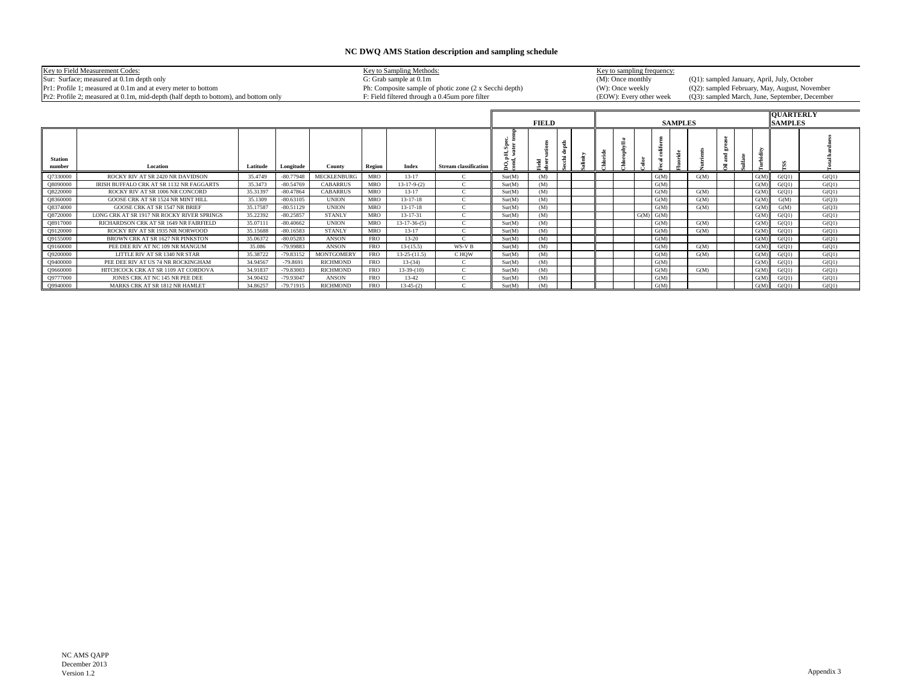# NC DWQ AMS Station description and sampling schedule

**Key to Field Measurement Codes:**
- Sur: Surface; measured at 0.1m depth only
- Pr1: Profile 1; measured at 0.1m and at every meter to bottom
- Pr2: Profile 2; measured at 0.1m, mid-depth (half depth to bottom), and bottom only

**Key to Sampling Methods:**
- G: Grab sample at 0.1m
- Ph: Composite sample of photic zone (2 x Secchi depth)
- F: Field filtered through a 0.45um pore filter

**Key to sampling frequency:**
- (M): Once monthly
- (W): Once weekly
- (EOW): Every other week
- (Q1): sampled January, April, July, October
- (Q2): sampled February, May, August, November
- (Q3): sampled March, June, September, December

| | | | | | | | | FIELD | | | | SAMPLES | | | | | | | | | QUARTERLY SAMPLES | |
|---|---|---|---|---|---|---|---|---|---|---|---|---|---|---|---|---|---|---|---|---|---|---|
| Station number | Location | Latitude | Longitude | County | Region | Index | Stream classification | DO, pH, Spec. cond, water temp | Field observations | Secchi depth | Salinity | Chloride | Chlorophyll a | Color | Fecal coliform | Fluoride | Nutrients | Oil and grease | Sulfate | Turbidity | TSS | Total hardness |
| Q7330000 | ROCKY RIV AT SR 2420 NR DAVIDSON | 35.4749 | -80.77948 | MECKLENBURG | MRO | 13-17 | C | Sur(M) | (M) | | | | | | G(M) | | G(M) | | | G(M) | G(Q1) | G(Q1) |
| Q8090000 | IRISH BUFFALO CRK AT SR 1132 NR FAGGARTS | 35.3473 | -80.54769 | CABARRUS | MRO | 13-17-9-(2) | C | Sur(M) | (M) | | | | | | G(M) | | | | | G(M) | G(Q1) | G(Q1) |
| Q8220000 | ROCKY RIV AT SR 1006 NR CONCORD | 35.31397 | -80.47864 | CABARRUS | MRO | 13-17 | C | Sur(M) | (M) | | | | | | G(M) | | G(M) | | | G(M) | G(Q1) | G(Q1) |
| Q8360000 | GOOSE CRK AT SR 1524 NR MINT HILL | 35.1309 | -80.63105 | UNION | MRO | 13-17-18 | C | Sur(M) | (M) | | | | | | G(M) | | G(M) | | | G(M) | G(M) | G(Q3) |
| Q8374000 | GOOSE CRK AT SR 1547 NR BRIEF | 35.17587 | -80.51129 | UNION | MRO | 13-17-18 | C | Sur(M) | (M) | | | | | | G(M) | | G(M) | | | G(M) | G(M) | G(Q3) |
| Q8720000 | LONG CRK AT SR 1917 NR ROCKY RIVER SPRINGS | 35.22392 | -80.25857 | STANLY | MRO | 13-17-31 | C | Sur(M) | (M) | | | | | G(M) | G(M) | | | | | G(M) | G(Q1) | G(Q1) |
| Q8917000 | RICHARDSON CRK AT SR 1649 NR FAIRFIELD | 35.07111 | -80.40662 | UNION | MRO | 13-17-36-(5) | C | Sur(M) | (M) | | | | | | G(M) | | G(M) | | | G(M) | G(Q1) | G(Q1) |
| Q9120000 | ROCKY RIV AT SR 1935 NR NORWOOD | 35.15688 | -80.16583 | STANLY | MRO | 13-17 | C | Sur(M) | (M) | | | | | | G(M) | | G(M) | | | G(M) | G(Q1) | G(Q1) |
| Q9155000 | BROWN CRK AT SR 1627 NR PINKSTON | 35.06372 | -80.05283 | ANSON | FRO | 13-20 | C | Sur(M) | (M) | | | | | | G(M) | | | | | G(M) | G(Q1) | G(Q1) |
| Q9160000 | PEE DEE RIV AT NC 109 NR MANGUM | 35.086 | -79.99883 | ANSON | FRO | 13-(15.5) | WS-V B | Sur(M) | (M) | | | | | | G(M) | | G(M) | | | G(M) | G(Q1) | G(Q1) |
| Q9200000 | LITTLE RIV AT SR 1340 NR STAR | 35.38722 | -79.83152 | MONTGOMERY | FRO | 13-25-(11.5) | C HQW | Sur(M) | (M) | | | | | | G(M) | | G(M) | | | G(M) | G(Q1) | G(Q1) |
| Q9400000 | PEE DEE RIV AT US 74 NR ROCKINGHAM | 34.94567 | -79.8691 | RICHMOND | FRO | 13-(34) | C | Sur(M) | (M) | | | | | | G(M) | | | | | G(M) | G(Q1) | G(Q1) |
| Q9660000 | HITCHCOCK CRK AT SR 1109 AT CORDOVA | 34.91837 | -79.83003 | RICHMOND | FRO | 13-39-(10) | C | Sur(M) | (M) | | | | | | G(M) | | G(M) | | | G(M) | G(Q1) | G(Q1) |
| Q9777000 | JONES CRK AT NC 145 NR PEE DEE | 34.90432 | -79.93047 | ANSON | FRO | 13-42 | C | Sur(M) | (M) | | | | | | G(M) | | | | | G(M) | G(Q1) | G(Q1) |
| Q9940000 | MARKS CRK AT SR 1812 NR HAMLET | 34.86257 | -79.71915 | RICHMOND | FRO | 13-45-(2) | C | Sur(M) | (M) | | | | | | G(M) | | | | | G(M) | G(Q1) | G(Q1) |